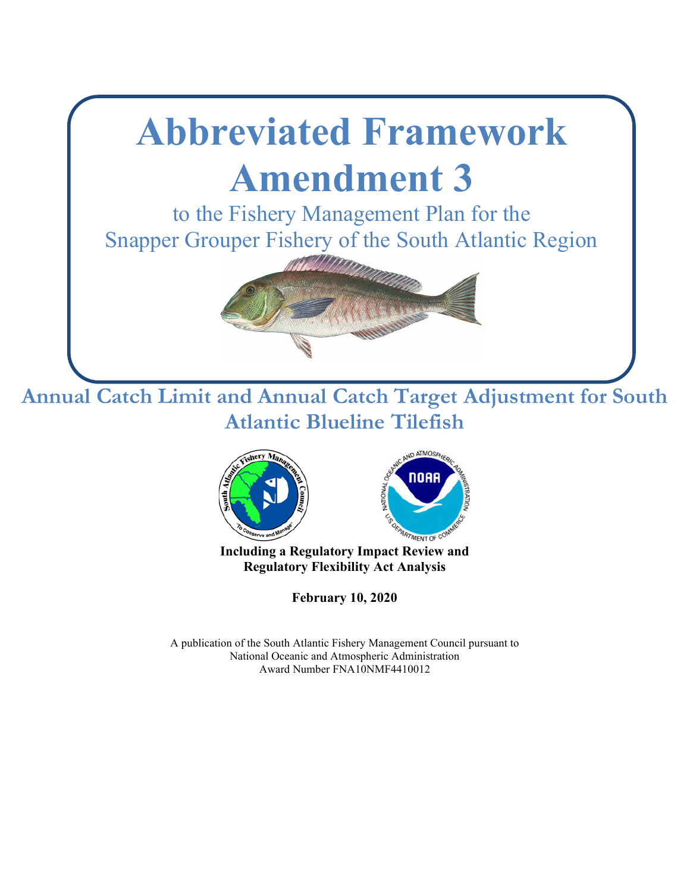# Abbreviated Framework Amendment 3

to the Fishery Management Plan for the Snapper Grouper Fishery of the South Atlantic Region

## Annual Catch Limit and Annual Catch Target Adjustment for South Atlantic Blueline Tilefish

**Including a Regulatory Impact Review and Regulatory Flexibility Act Analysis**

**February 10, 2020**

A publication of the South Atlantic Fishery Management Council pursuant to National Oceanic and Atmospheric Administration Award Number FNA10NMF4410012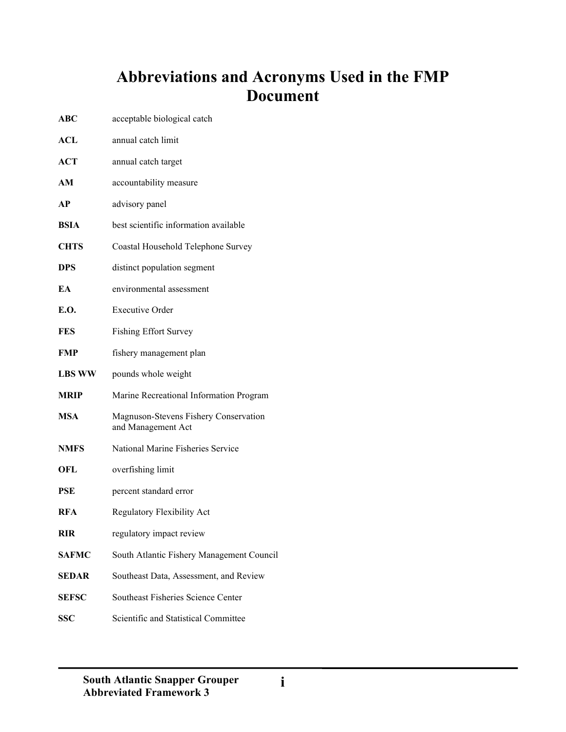# Abbreviations and Acronyms Used in the FMP Document

| | |
|---|---|
| **ABC** | acceptable biological catch |
| **ACL** | annual catch limit |
| **ACT** | annual catch target |
| **AM** | accountability measure |
| **AP** | advisory panel |
| **BSIA** | best scientific information available |
| **CHTS** | Coastal Household Telephone Survey |
| **DPS** | distinct population segment |
| **EA** | environmental assessment |
| **E.O.** | Executive Order |
| **FES** | Fishing Effort Survey |
| **FMP** | fishery management plan |
| **LBS WW** | pounds whole weight |
| **MRIP** | Marine Recreational Information Program |
| **MSA** | Magnuson-Stevens Fishery Conservation and Management Act |
| **NMFS** | National Marine Fisheries Service |
| **OFL** | overfishing limit |
| **PSE** | percent standard error |
| **RFA** | Regulatory Flexibility Act |
| **RIR** | regulatory impact review |
| **SAFMC** | South Atlantic Fishery Management Council |
| **SEDAR** | Southeast Data, Assessment, and Review |
| **SEFSC** | Southeast Fisheries Science Center |
| **SSC** | Scientific and Statistical Committee |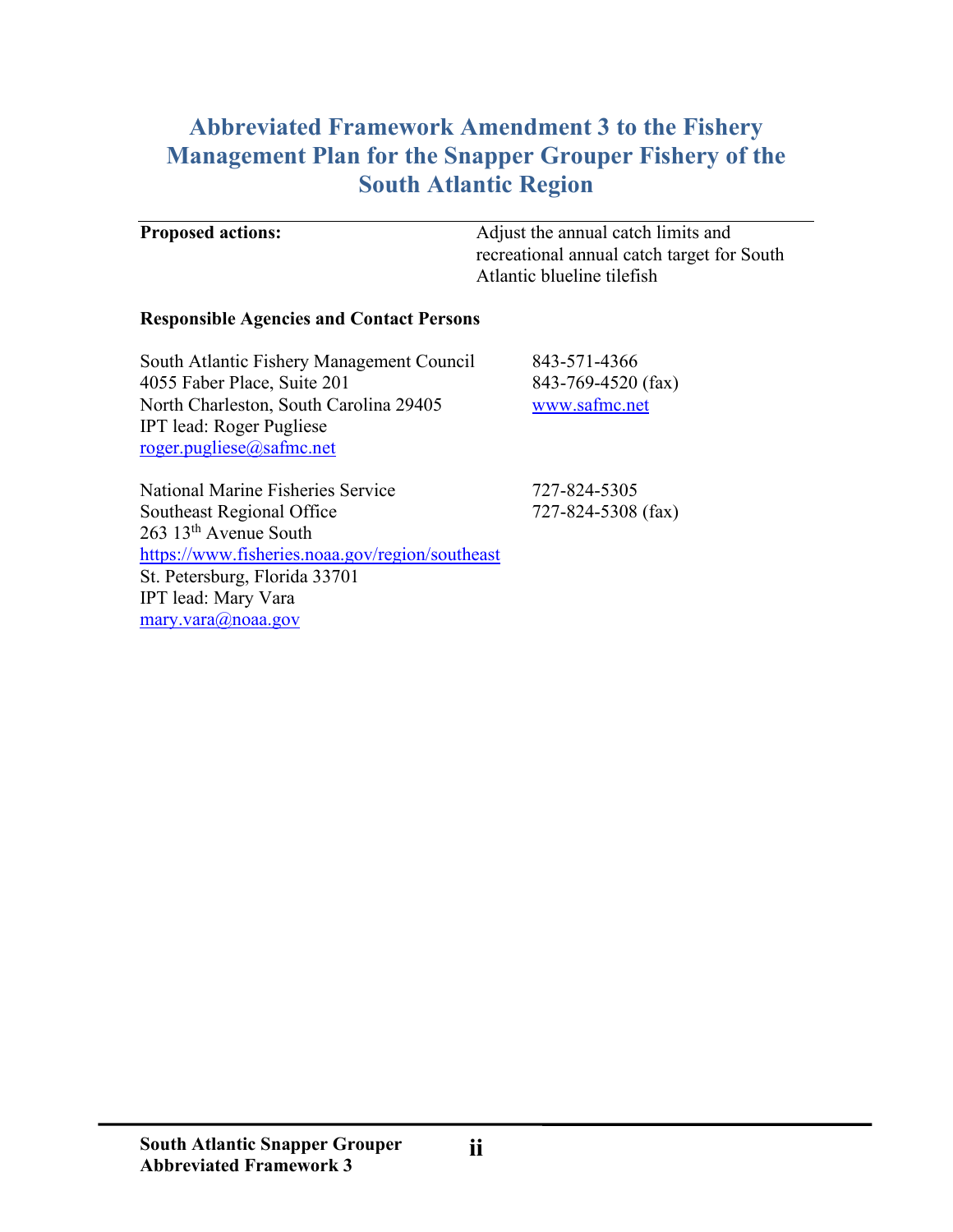# Abbreviated Framework Amendment 3 to the Fishery Management Plan for the Snapper Grouper Fishery of the South Atlantic Region

| | |
|---|---|
| **Proposed actions:** | Adjust the annual catch limits and recreational annual catch target for South Atlantic blueline tilefish |

**Responsible Agencies and Contact Persons**

South Atlantic Fishery Management Council
4055 Faber Place, Suite 201
North Charleston, South Carolina 29405
IPT lead: Roger Pugliese
roger.pugliese@safmc.net

843-571-4366
843-769-4520 (fax)
www.safmc.net

National Marine Fisheries Service
Southeast Regional Office
263 13th Avenue South
https://www.fisheries.noaa.gov/region/southeast
St. Petersburg, Florida 33701
IPT lead: Mary Vara
mary.vara@noaa.gov

727-824-5305
727-824-5308 (fax)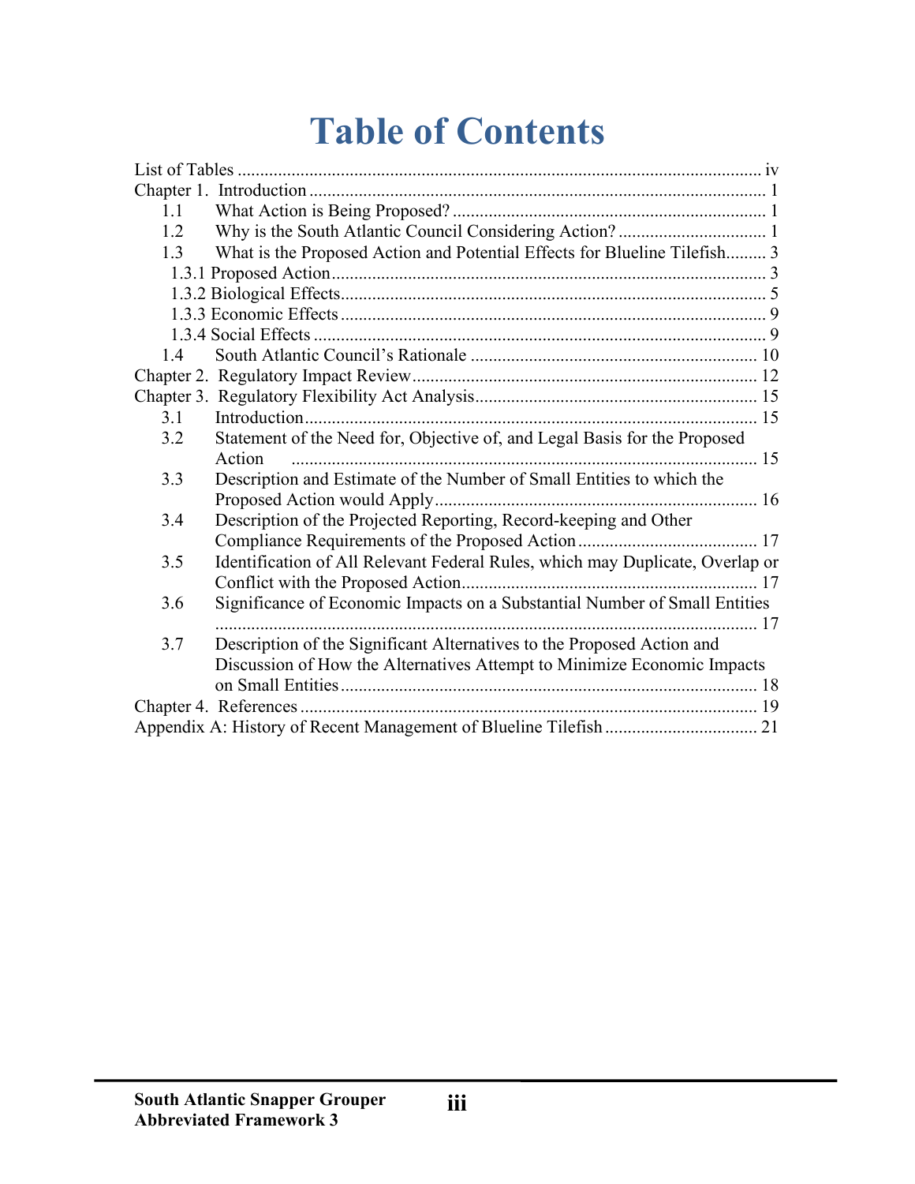# Table of Contents

List of Tables ..................................................................................................... iv

Chapter 1. Introduction ..................................................................................... 1

- 1.1 What Action is Being Proposed? ..................................................................... 1
- 1.2 Why is the South Atlantic Council Considering Action? ................................. 1
- 1.3 What is the Proposed Action and Potential Effects for Blueline Tilefish......... 3
  - 1.3.1 Proposed Action................................................................................... 3
  - 1.3.2 Biological Effects.................................................................................. 5
  - 1.3.3 Economic Effects .................................................................................. 9
  - 1.3.4 Social Effects ........................................................................................ 9
- 1.4 South Atlantic Council's Rationale ................................................................ 10

Chapter 2. Regulatory Impact Review............................................................. 12

Chapter 3. Regulatory Flexibility Act Analysis............................................... 15

- 3.1 Introduction.................................................................................................... 15
- 3.2 Statement of the Need for, Objective of, and Legal Basis for the Proposed Action ........................................................................................................ 15
- 3.3 Description and Estimate of the Number of Small Entities to which the Proposed Action would Apply....................................................................... 16
- 3.4 Description of the Projected Reporting, Record-keeping and Other Compliance Requirements of the Proposed Action ........................................ 17
- 3.5 Identification of All Relevant Federal Rules, which may Duplicate, Overlap or Conflict with the Proposed Action................................................................. 17
- 3.6 Significance of Economic Impacts on a Substantial Number of Small Entities ........................................................................................................ 17
- 3.7 Description of the Significant Alternatives to the Proposed Action and Discussion of How the Alternatives Attempt to Minimize Economic Impacts on Small Entities ............................................................................................ 18

Chapter 4. References ..................................................................................... 19

Appendix A: History of Recent Management of Blueline Tilefish ................................. 21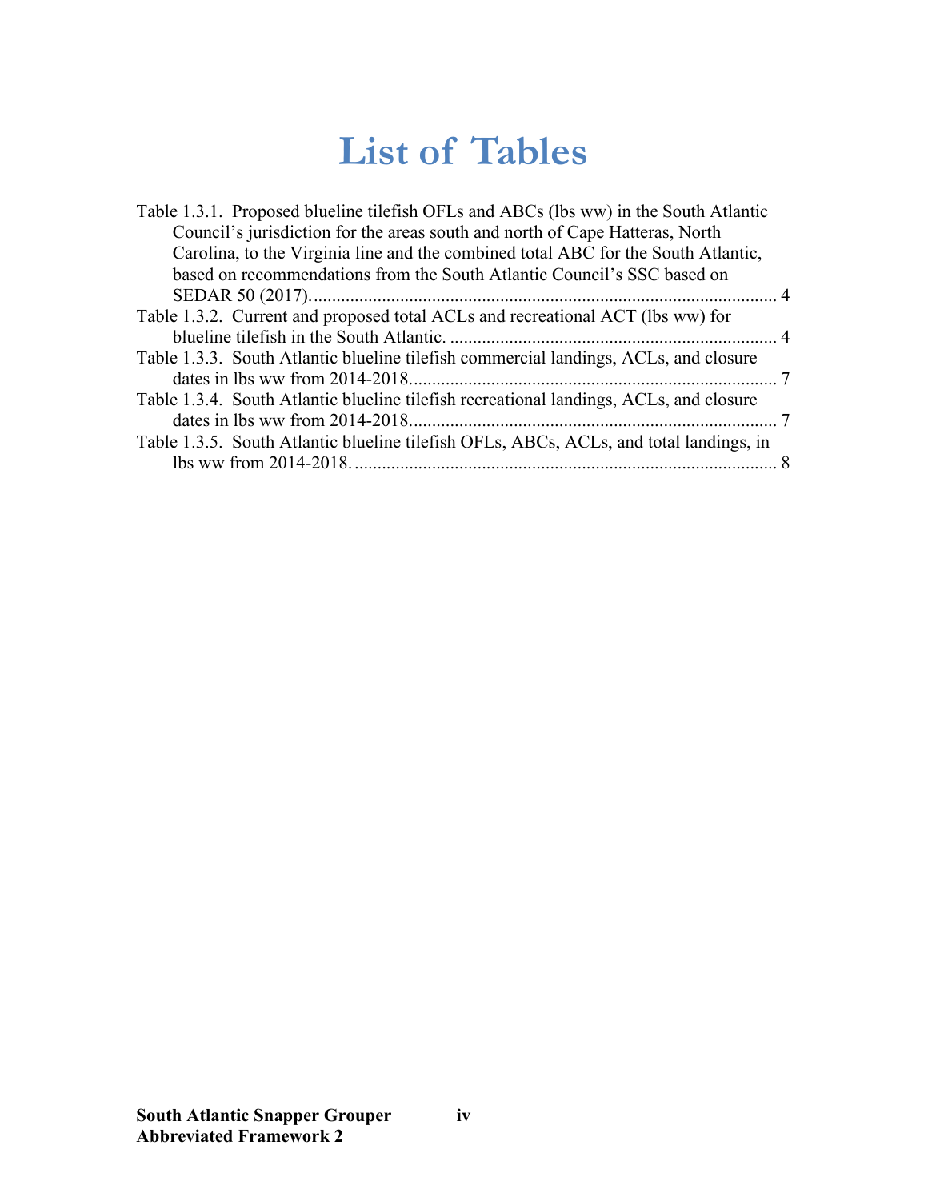# List of Tables

Table 1.3.1. Proposed blueline tilefish OFLs and ABCs (lbs ww) in the South Atlantic Council's jurisdiction for the areas south and north of Cape Hatteras, North Carolina, to the Virginia line and the combined total ABC for the South Atlantic, based on recommendations from the South Atlantic Council's SSC based on SEDAR 50 (2017). .......... 4

Table 1.3.2. Current and proposed total ACLs and recreational ACT (lbs ww) for blueline tilefish in the South Atlantic. .......... 4

Table 1.3.3. South Atlantic blueline tilefish commercial landings, ACLs, and closure dates in lbs ww from 2014-2018. .......... 7

Table 1.3.4. South Atlantic blueline tilefish recreational landings, ACLs, and closure dates in lbs ww from 2014-2018. .......... 7

Table 1.3.5. South Atlantic blueline tilefish OFLs, ABCs, ACLs, and total landings, in lbs ww from 2014-2018. .......... 8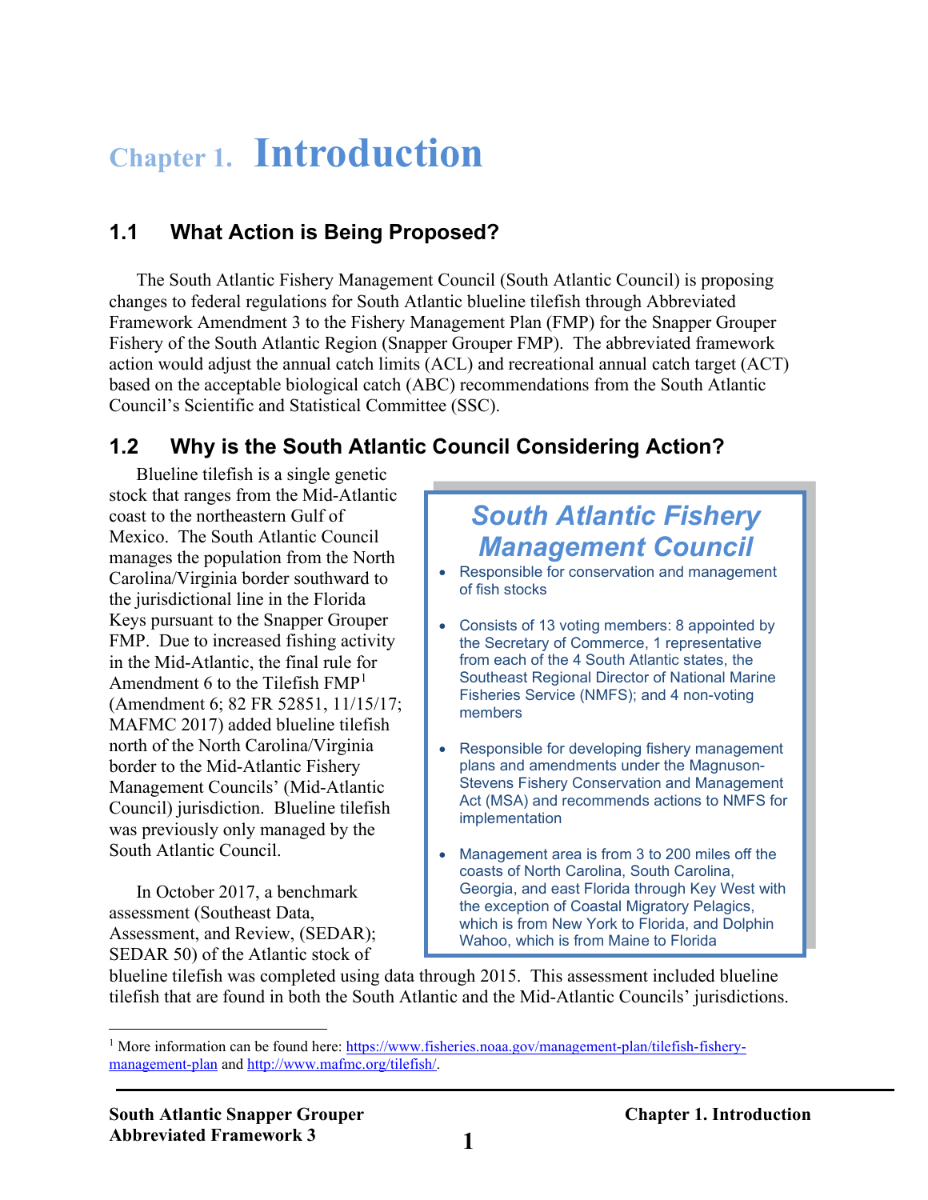# Chapter 1. Introduction

## 1.1 What Action is Being Proposed?

The South Atlantic Fishery Management Council (South Atlantic Council) is proposing changes to federal regulations for South Atlantic blueline tilefish through Abbreviated Framework Amendment 3 to the Fishery Management Plan (FMP) for the Snapper Grouper Fishery of the South Atlantic Region (Snapper Grouper FMP). The abbreviated framework action would adjust the annual catch limits (ACL) and recreational annual catch target (ACT) based on the acceptable biological catch (ABC) recommendations from the South Atlantic Council's Scientific and Statistical Committee (SSC).

## 1.2 Why is the South Atlantic Council Considering Action?

Blueline tilefish is a single genetic stock that ranges from the Mid-Atlantic coast to the northeastern Gulf of Mexico. The South Atlantic Council manages the population from the North Carolina/Virginia border southward to the jurisdictional line in the Florida Keys pursuant to the Snapper Grouper FMP. Due to increased fishing activity in the Mid-Atlantic, the final rule for Amendment 6 to the Tilefish FMP[1] (Amendment 6; 82 FR 52851, 11/15/17; MAFMC 2017) added blueline tilefish north of the North Carolina/Virginia border to the Mid-Atlantic Fishery Management Councils' (Mid-Atlantic Council) jurisdiction. Blueline tilefish was previously only managed by the South Atlantic Council.

In October 2017, a benchmark assessment (Southeast Data, Assessment, and Review, (SEDAR); SEDAR 50) of the Atlantic stock of blueline tilefish was completed using data through 2015. This assessment included blueline tilefish that are found in both the South Atlantic and the Mid-Atlantic Councils' jurisdictions.

> **South Atlantic Fishery Management Council**
>
> - Responsible for conservation and management of fish stocks
> - Consists of 13 voting members: 8 appointed by the Secretary of Commerce, 1 representative from each of the 4 South Atlantic states, the Southeast Regional Director of National Marine Fisheries Service (NMFS); and 4 non-voting members
> - Responsible for developing fishery management plans and amendments under the Magnuson-Stevens Fishery Conservation and Management Act (MSA) and recommends actions to NMFS for implementation
> - Management area is from 3 to 200 miles off the coasts of North Carolina, South Carolina, Georgia, and east Florida through Key West with the exception of Coastal Migratory Pelagics, which is from New York to Florida, and Dolphin Wahoo, which is from Maine to Florida

[1] More information can be found here: https://www.fisheries.noaa.gov/management-plan/tilefish-fishery-management-plan and http://www.mafmc.org/tilefish/.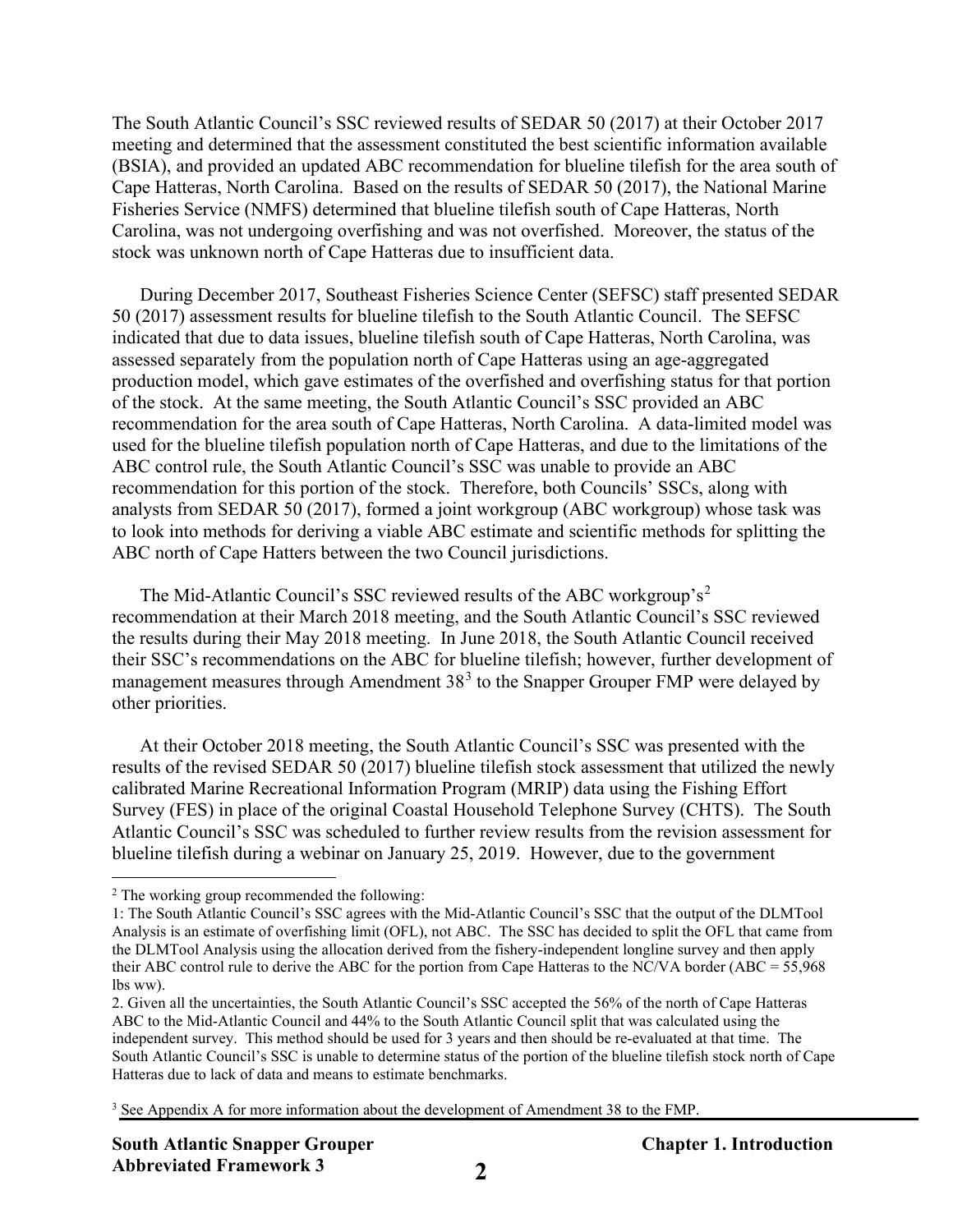The South Atlantic Council's SSC reviewed results of SEDAR 50 (2017) at their October 2017 meeting and determined that the assessment constituted the best scientific information available (BSIA), and provided an updated ABC recommendation for blueline tilefish for the area south of Cape Hatteras, North Carolina. Based on the results of SEDAR 50 (2017), the National Marine Fisheries Service (NMFS) determined that blueline tilefish south of Cape Hatteras, North Carolina, was not undergoing overfishing and was not overfished. Moreover, the status of the stock was unknown north of Cape Hatteras due to insufficient data.

During December 2017, Southeast Fisheries Science Center (SEFSC) staff presented SEDAR 50 (2017) assessment results for blueline tilefish to the South Atlantic Council. The SEFSC indicated that due to data issues, blueline tilefish south of Cape Hatteras, North Carolina, was assessed separately from the population north of Cape Hatteras using an age-aggregated production model, which gave estimates of the overfished and overfishing status for that portion of the stock. At the same meeting, the South Atlantic Council's SSC provided an ABC recommendation for the area south of Cape Hatteras, North Carolina. A data-limited model was used for the blueline tilefish population north of Cape Hatteras, and due to the limitations of the ABC control rule, the South Atlantic Council's SSC was unable to provide an ABC recommendation for this portion of the stock. Therefore, both Councils' SSCs, along with analysts from SEDAR 50 (2017), formed a joint workgroup (ABC workgroup) whose task was to look into methods for deriving a viable ABC estimate and scientific methods for splitting the ABC north of Cape Hatters between the two Council jurisdictions.

The Mid-Atlantic Council's SSC reviewed results of the ABC workgroup's[2] recommendation at their March 2018 meeting, and the South Atlantic Council's SSC reviewed the results during their May 2018 meeting. In June 2018, the South Atlantic Council received their SSC's recommendations on the ABC for blueline tilefish; however, further development of management measures through Amendment 38[3] to the Snapper Grouper FMP were delayed by other priorities.

At their October 2018 meeting, the South Atlantic Council's SSC was presented with the results of the revised SEDAR 50 (2017) blueline tilefish stock assessment that utilized the newly calibrated Marine Recreational Information Program (MRIP) data using the Fishing Effort Survey (FES) in place of the original Coastal Household Telephone Survey (CHTS). The South Atlantic Council's SSC was scheduled to further review results from the revision assessment for blueline tilefish during a webinar on January 25, 2019. However, due to the government

---

[2] The working group recommended the following:
1: The South Atlantic Council's SSC agrees with the Mid-Atlantic Council's SSC that the output of the DLMTool Analysis is an estimate of overfishing limit (OFL), not ABC. The SSC has decided to split the OFL that came from the DLMTool Analysis using the allocation derived from the fishery-independent longline survey and then apply their ABC control rule to derive the ABC for the portion from Cape Hatteras to the NC/VA border (ABC = 55,968 lbs ww).
2. Given all the uncertainties, the South Atlantic Council's SSC accepted the 56% of the north of Cape Hatteras ABC to the Mid-Atlantic Council and 44% to the South Atlantic Council split that was calculated using the independent survey. This method should be used for 3 years and then should be re-evaluated at that time. The South Atlantic Council's SSC is unable to determine status of the portion of the blueline tilefish stock north of Cape Hatteras due to lack of data and means to estimate benchmarks.

[3] See Appendix A for more information about the development of Amendment 38 to the FMP.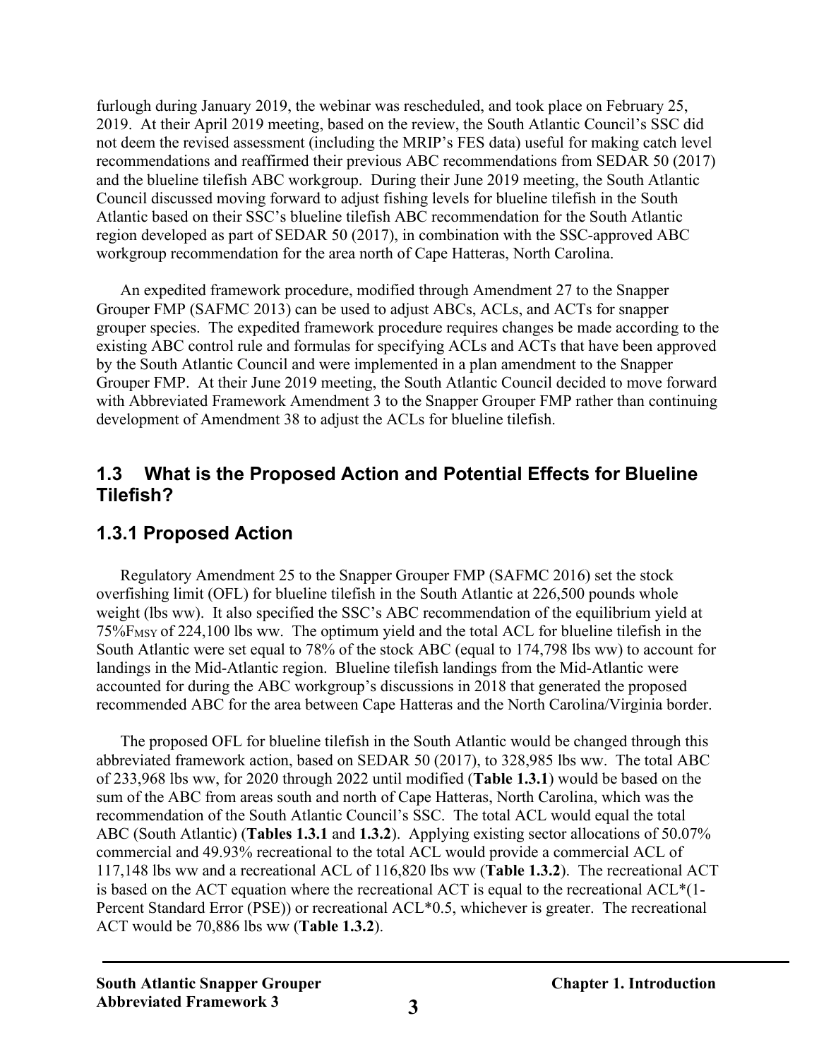furlough during January 2019, the webinar was rescheduled, and took place on February 25, 2019. At their April 2019 meeting, based on the review, the South Atlantic Council's SSC did not deem the revised assessment (including the MRIP's FES data) useful for making catch level recommendations and reaffirmed their previous ABC recommendations from SEDAR 50 (2017) and the blueline tilefish ABC workgroup. During their June 2019 meeting, the South Atlantic Council discussed moving forward to adjust fishing levels for blueline tilefish in the South Atlantic based on their SSC's blueline tilefish ABC recommendation for the South Atlantic region developed as part of SEDAR 50 (2017), in combination with the SSC-approved ABC workgroup recommendation for the area north of Cape Hatteras, North Carolina.

An expedited framework procedure, modified through Amendment 27 to the Snapper Grouper FMP (SAFMC 2013) can be used to adjust ABCs, ACLs, and ACTs for snapper grouper species. The expedited framework procedure requires changes be made according to the existing ABC control rule and formulas for specifying ACLs and ACTs that have been approved by the South Atlantic Council and were implemented in a plan amendment to the Snapper Grouper FMP. At their June 2019 meeting, the South Atlantic Council decided to move forward with Abbreviated Framework Amendment 3 to the Snapper Grouper FMP rather than continuing development of Amendment 38 to adjust the ACLs for blueline tilefish.

## 1.3 What is the Proposed Action and Potential Effects for Blueline Tilefish?

### 1.3.1 Proposed Action

Regulatory Amendment 25 to the Snapper Grouper FMP (SAFMC 2016) set the stock overfishing limit (OFL) for blueline tilefish in the South Atlantic at 226,500 pounds whole weight (lbs ww). It also specified the SSC's ABC recommendation of the equilibrium yield at 75%$F_{MSY}$ of 224,100 lbs ww. The optimum yield and the total ACL for blueline tilefish in the South Atlantic were set equal to 78% of the stock ABC (equal to 174,798 lbs ww) to account for landings in the Mid-Atlantic region. Blueline tilefish landings from the Mid-Atlantic were accounted for during the ABC workgroup's discussions in 2018 that generated the proposed recommended ABC for the area between Cape Hatteras and the North Carolina/Virginia border.

The proposed OFL for blueline tilefish in the South Atlantic would be changed through this abbreviated framework action, based on SEDAR 50 (2017), to 328,985 lbs ww. The total ABC of 233,968 lbs ww, for 2020 through 2022 until modified (**Table 1.3.1**) would be based on the sum of the ABC from areas south and north of Cape Hatteras, North Carolina, which was the recommendation of the South Atlantic Council's SSC. The total ACL would equal the total ABC (South Atlantic) (**Tables 1.3.1** and **1.3.2**). Applying existing sector allocations of 50.07% commercial and 49.93% recreational to the total ACL would provide a commercial ACL of 117,148 lbs ww and a recreational ACL of 116,820 lbs ww (**Table 1.3.2**). The recreational ACT is based on the ACT equation where the recreational ACT is equal to the recreational ACL*(1-Percent Standard Error (PSE)) or recreational ACL*0.5, whichever is greater. The recreational ACT would be 70,886 lbs ww (**Table 1.3.2**).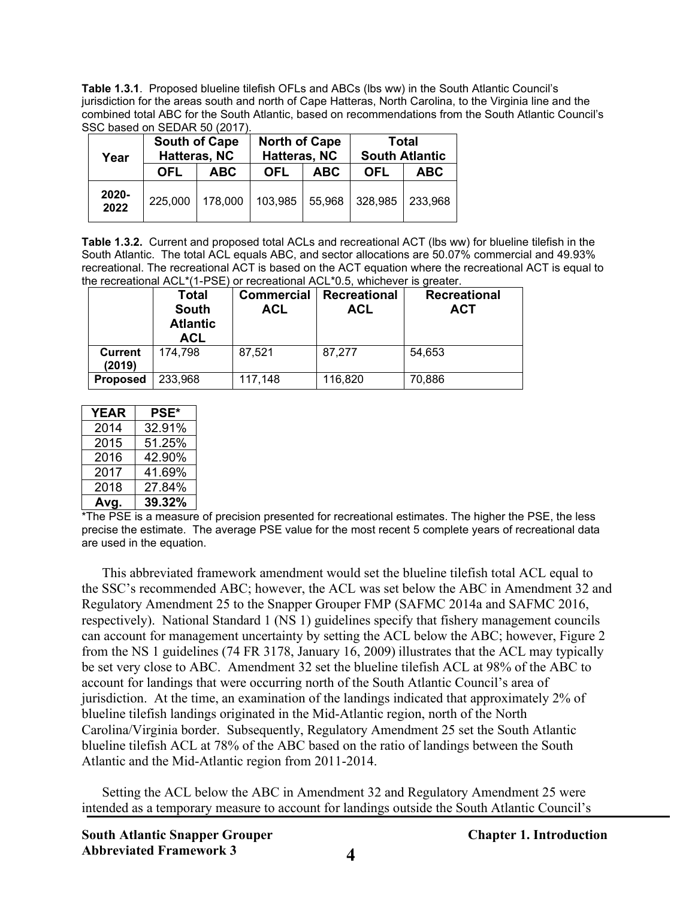**Table 1.3.1**. Proposed blueline tilefish OFLs and ABCs (lbs ww) in the South Atlantic Council's jurisdiction for the areas south and north of Cape Hatteras, North Carolina, to the Virginia line and the combined total ABC for the South Atlantic, based on recommendations from the South Atlantic Council's SSC based on SEDAR 50 (2017).

| Year | South of Cape Hatteras, NC | | North of Cape Hatteras, NC | | Total South Atlantic | |
|---|---|---|---|---|---|---|
| | OFL | ABC | OFL | ABC | OFL | ABC |
| 2020-2022 | 225,000 | 178,000 | 103,985 | 55,968 | 328,985 | 233,968 |

**Table 1.3.2.** Current and proposed total ACLs and recreational ACT (lbs ww) for blueline tilefish in the South Atlantic. The total ACL equals ABC, and sector allocations are 50.07% commercial and 49.93% recreational. The recreational ACT is based on the ACT equation where the recreational ACT is equal to the recreational ACL*(1-PSE) or recreational ACL*0.5, whichever is greater.

| | Total South Atlantic ACL | Commercial ACL | Recreational ACL | Recreational ACT |
|---|---|---|---|---|
| **Current (2019)** | 174,798 | 87,521 | 87,277 | 54,653 |
| **Proposed** | 233,968 | 117,148 | 116,820 | 70,886 |

| YEAR | PSE* |
|---|---|
| 2014 | 32.91% |
| 2015 | 51.25% |
| 2016 | 42.90% |
| 2017 | 41.69% |
| 2018 | 27.84% |
| **Avg.** | **39.32%** |

*The PSE is a measure of precision presented for recreational estimates. The higher the PSE, the less precise the estimate. The average PSE value for the most recent 5 complete years of recreational data are used in the equation.

This abbreviated framework amendment would set the blueline tilefish total ACL equal to the SSC's recommended ABC; however, the ACL was set below the ABC in Amendment 32 and Regulatory Amendment 25 to the Snapper Grouper FMP (SAFMC 2014a and SAFMC 2016, respectively). National Standard 1 (NS 1) guidelines specify that fishery management councils can account for management uncertainty by setting the ACL below the ABC; however, Figure 2 from the NS 1 guidelines (74 FR 3178, January 16, 2009) illustrates that the ACL may typically be set very close to ABC. Amendment 32 set the blueline tilefish ACL at 98% of the ABC to account for landings that were occurring north of the South Atlantic Council's area of jurisdiction. At the time, an examination of the landings indicated that approximately 2% of blueline tilefish landings originated in the Mid-Atlantic region, north of the North Carolina/Virginia border. Subsequently, Regulatory Amendment 25 set the South Atlantic blueline tilefish ACL at 78% of the ABC based on the ratio of landings between the South Atlantic and the Mid-Atlantic region from 2011-2014.

Setting the ACL below the ABC in Amendment 32 and Regulatory Amendment 25 were intended as a temporary measure to account for landings outside the South Atlantic Council's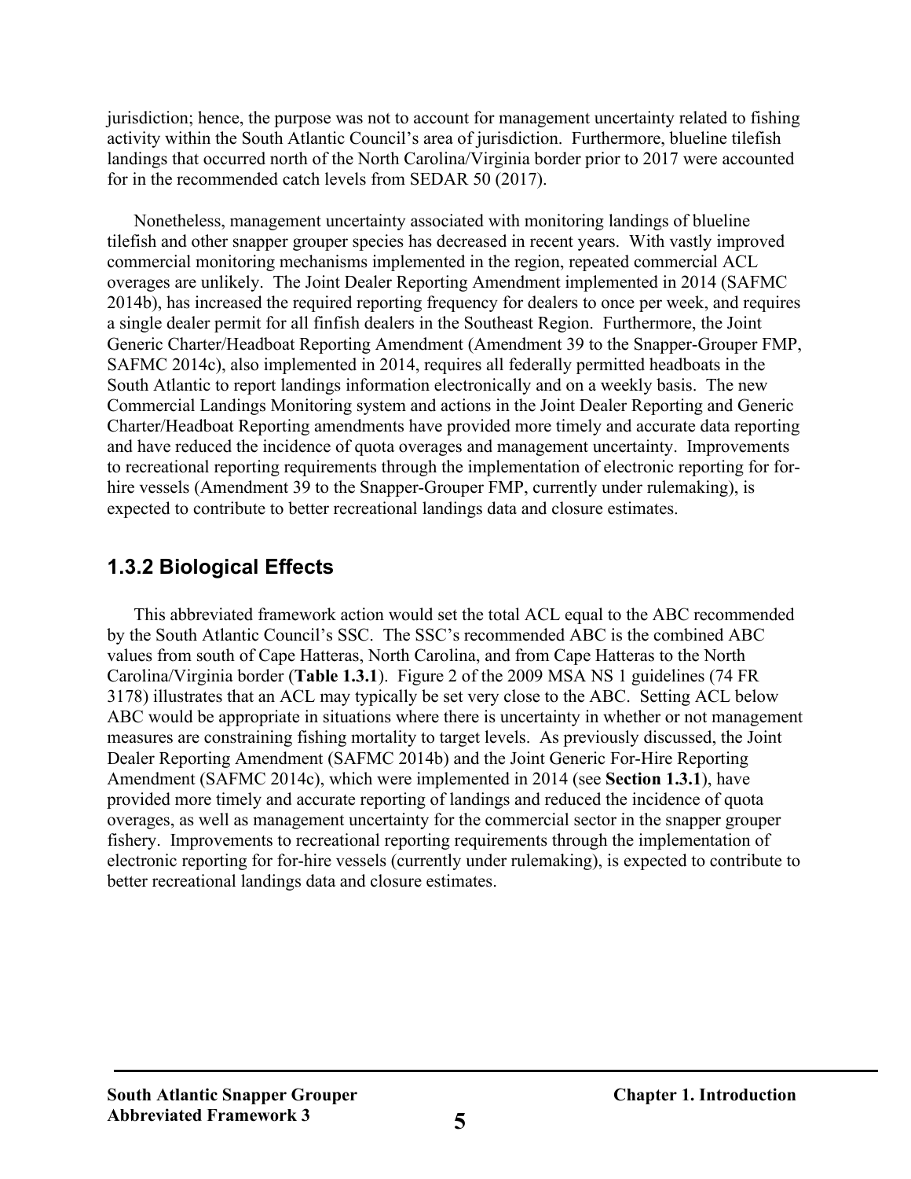jurisdiction; hence, the purpose was not to account for management uncertainty related to fishing activity within the South Atlantic Council's area of jurisdiction. Furthermore, blueline tilefish landings that occurred north of the North Carolina/Virginia border prior to 2017 were accounted for in the recommended catch levels from SEDAR 50 (2017).

Nonetheless, management uncertainty associated with monitoring landings of blueline tilefish and other snapper grouper species has decreased in recent years. With vastly improved commercial monitoring mechanisms implemented in the region, repeated commercial ACL overages are unlikely. The Joint Dealer Reporting Amendment implemented in 2014 (SAFMC 2014b), has increased the required reporting frequency for dealers to once per week, and requires a single dealer permit for all finfish dealers in the Southeast Region. Furthermore, the Joint Generic Charter/Headboat Reporting Amendment (Amendment 39 to the Snapper-Grouper FMP, SAFMC 2014c), also implemented in 2014, requires all federally permitted headboats in the South Atlantic to report landings information electronically and on a weekly basis. The new Commercial Landings Monitoring system and actions in the Joint Dealer Reporting and Generic Charter/Headboat Reporting amendments have provided more timely and accurate data reporting and have reduced the incidence of quota overages and management uncertainty. Improvements to recreational reporting requirements through the implementation of electronic reporting for for-hire vessels (Amendment 39 to the Snapper-Grouper FMP, currently under rulemaking), is expected to contribute to better recreational landings data and closure estimates.

### 1.3.2 Biological Effects

This abbreviated framework action would set the total ACL equal to the ABC recommended by the South Atlantic Council's SSC. The SSC's recommended ABC is the combined ABC values from south of Cape Hatteras, North Carolina, and from Cape Hatteras to the North Carolina/Virginia border (**Table 1.3.1**). Figure 2 of the 2009 MSA NS 1 guidelines (74 FR 3178) illustrates that an ACL may typically be set very close to the ABC. Setting ACL below ABC would be appropriate in situations where there is uncertainty in whether or not management measures are constraining fishing mortality to target levels. As previously discussed, the Joint Dealer Reporting Amendment (SAFMC 2014b) and the Joint Generic For-Hire Reporting Amendment (SAFMC 2014c), which were implemented in 2014 (see **Section 1.3.1**), have provided more timely and accurate reporting of landings and reduced the incidence of quota overages, as well as management uncertainty for the commercial sector in the snapper grouper fishery. Improvements to recreational reporting requirements through the implementation of electronic reporting for for-hire vessels (currently under rulemaking), is expected to contribute to better recreational landings data and closure estimates.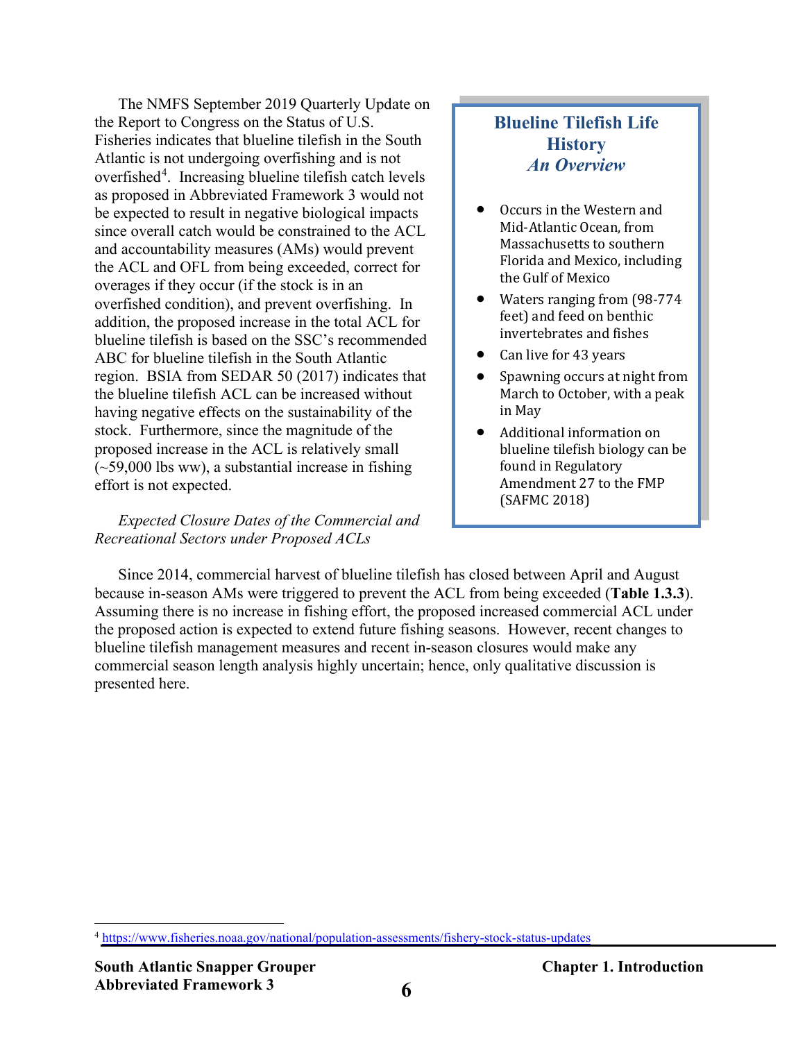The NMFS September 2019 Quarterly Update on the Report to Congress on the Status of U.S. Fisheries indicates that blueline tilefish in the South Atlantic is not undergoing overfishing and is not overfished[4]. Increasing blueline tilefish catch levels as proposed in Abbreviated Framework 3 would not be expected to result in negative biological impacts since overall catch would be constrained to the ACL and accountability measures (AMs) would prevent the ACL and OFL from being exceeded, correct for overages if they occur (if the stock is in an overfished condition), and prevent overfishing. In addition, the proposed increase in the total ACL for blueline tilefish is based on the SSC's recommended ABC for blueline tilefish in the South Atlantic region. BSIA from SEDAR 50 (2017) indicates that the blueline tilefish ACL can be increased without having negative effects on the sustainability of the stock. Furthermore, since the magnitude of the proposed increase in the ACL is relatively small (~59,000 lbs ww), a substantial increase in fishing effort is not expected.

> **Blueline Tilefish Life History**
> ***An Overview***
>
> - Occurs in the Western and Mid-Atlantic Ocean, from Massachusetts to southern Florida and Mexico, including the Gulf of Mexico
> - Waters ranging from (98-774 feet) and feed on benthic invertebrates and fishes
> - Can live for 43 years
> - Spawning occurs at night from March to October, with a peak in May
> - Additional information on blueline tilefish biology can be found in Regulatory Amendment 27 to the FMP (SAFMC 2018)

*Expected Closure Dates of the Commercial and Recreational Sectors under Proposed ACLs*

Since 2014, commercial harvest of blueline tilefish has closed between April and August because in-season AMs were triggered to prevent the ACL from being exceeded (**Table 1.3.3**). Assuming there is no increase in fishing effort, the proposed increased commercial ACL under the proposed action is expected to extend future fishing seasons. However, recent changes to blueline tilefish management measures and recent in-season closures would make any commercial season length analysis highly uncertain; hence, only qualitative discussion is presented here.

[4] https://www.fisheries.noaa.gov/national/population-assessments/fishery-stock-status-updates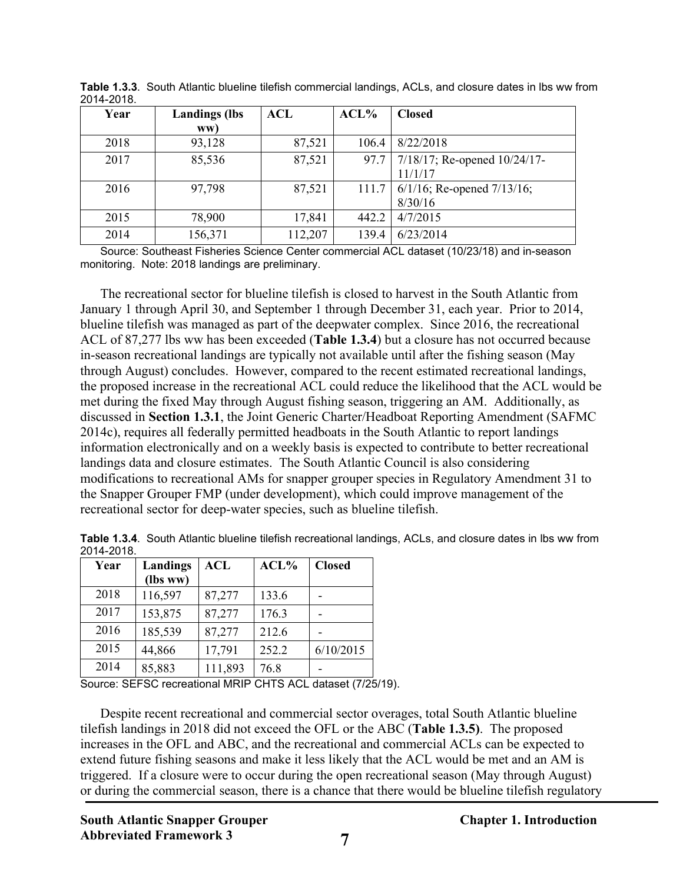**Table 1.3.3**. South Atlantic blueline tilefish commercial landings, ACLs, and closure dates in lbs ww from 2014-2018.

| Year | Landings (lbs ww) | ACL | ACL% | Closed |
|---|---|---|---|---|
| 2018 | 93,128 | 87,521 | 106.4 | 8/22/2018 |
| 2017 | 85,536 | 87,521 | 97.7 | 7/18/17; Re-opened 10/24/17-11/1/17 |
| 2016 | 97,798 | 87,521 | 111.7 | 6/1/16; Re-opened 7/13/16; 8/30/16 |
| 2015 | 78,900 | 17,841 | 442.2 | 4/7/2015 |
| 2014 | 156,371 | 112,207 | 139.4 | 6/23/2014 |

Source: Southeast Fisheries Science Center commercial ACL dataset (10/23/18) and in-season monitoring. Note: 2018 landings are preliminary.

The recreational sector for blueline tilefish is closed to harvest in the South Atlantic from January 1 through April 30, and September 1 through December 31, each year. Prior to 2014, blueline tilefish was managed as part of the deepwater complex. Since 2016, the recreational ACL of 87,277 lbs ww has been exceeded (**Table 1.3.4**) but a closure has not occurred because in-season recreational landings are typically not available until after the fishing season (May through August) concludes. However, compared to the recent estimated recreational landings, the proposed increase in the recreational ACL could reduce the likelihood that the ACL would be met during the fixed May through August fishing season, triggering an AM. Additionally, as discussed in **Section 1.3.1**, the Joint Generic Charter/Headboat Reporting Amendment (SAFMC 2014c), requires all federally permitted headboats in the South Atlantic to report landings information electronically and on a weekly basis is expected to contribute to better recreational landings data and closure estimates. The South Atlantic Council is also considering modifications to recreational AMs for snapper grouper species in Regulatory Amendment 31 to the Snapper Grouper FMP (under development), which could improve management of the recreational sector for deep-water species, such as blueline tilefish.

**Table 1.3.4**. South Atlantic blueline tilefish recreational landings, ACLs, and closure dates in lbs ww from 2014-2018.

| Year | Landings (lbs ww) | ACL | ACL% | Closed |
|---|---|---|---|---|
| 2018 | 116,597 | 87,277 | 133.6 | - |
| 2017 | 153,875 | 87,277 | 176.3 | - |
| 2016 | 185,539 | 87,277 | 212.6 | - |
| 2015 | 44,866 | 17,791 | 252.2 | 6/10/2015 |
| 2014 | 85,883 | 111,893 | 76.8 | - |

Source: SEFSC recreational MRIP CHTS ACL dataset (7/25/19).

Despite recent recreational and commercial sector overages, total South Atlantic blueline tilefish landings in 2018 did not exceed the OFL or the ABC (**Table 1.3.5)**. The proposed increases in the OFL and ABC, and the recreational and commercial ACLs can be expected to extend future fishing seasons and make it less likely that the ACL would be met and an AM is triggered. If a closure were to occur during the open recreational season (May through August) or during the commercial season, there is a chance that there would be blueline tilefish regulatory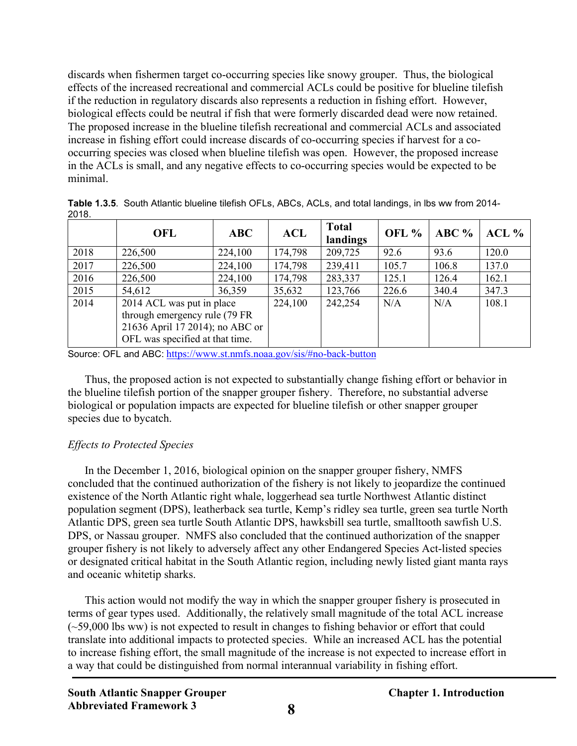discards when fishermen target co-occurring species like snowy grouper. Thus, the biological effects of the increased recreational and commercial ACLs could be positive for blueline tilefish if the reduction in regulatory discards also represents a reduction in fishing effort. However, biological effects could be neutral if fish that were formerly discarded dead were now retained. The proposed increase in the blueline tilefish recreational and commercial ACLs and associated increase in fishing effort could increase discards of co-occurring species if harvest for a co-occurring species was closed when blueline tilefish was open. However, the proposed increase in the ACLs is small, and any negative effects to co-occurring species would be expected to be minimal.

**Table 1.3.5**. South Atlantic blueline tilefish OFLs, ABCs, ACLs, and total landings, in lbs ww from 2014-2018.

| | OFL | ABC | ACL | Total landings | OFL % | ABC % | ACL % |
|---|---|---|---|---|---|---|---|
| 2018 | 226,500 | 224,100 | 174,798 | 209,725 | 92.6 | 93.6 | 120.0 |
| 2017 | 226,500 | 224,100 | 174,798 | 239,411 | 105.7 | 106.8 | 137.0 |
| 2016 | 226,500 | 224,100 | 174,798 | 283,337 | 125.1 | 126.4 | 162.1 |
| 2015 | 54,612 | 36,359 | 35,632 | 123,766 | 226.6 | 340.4 | 347.3 |
| 2014 | 2014 ACL was put in place through emergency rule (79 FR 21636 April 17 2014); no ABC or OFL was specified at that time. | | 224,100 | 242,254 | N/A | N/A | 108.1 |

Source: OFL and ABC: https://www.st.nmfs.noaa.gov/sis/#no-back-button

Thus, the proposed action is not expected to substantially change fishing effort or behavior in the blueline tilefish portion of the snapper grouper fishery. Therefore, no substantial adverse biological or population impacts are expected for blueline tilefish or other snapper grouper species due to bycatch.

*Effects to Protected Species*

In the December 1, 2016, biological opinion on the snapper grouper fishery, NMFS concluded that the continued authorization of the fishery is not likely to jeopardize the continued existence of the North Atlantic right whale, loggerhead sea turtle Northwest Atlantic distinct population segment (DPS), leatherback sea turtle, Kemp's ridley sea turtle, green sea turtle North Atlantic DPS, green sea turtle South Atlantic DPS, hawksbill sea turtle, smalltooth sawfish U.S. DPS, or Nassau grouper. NMFS also concluded that the continued authorization of the snapper grouper fishery is not likely to adversely affect any other Endangered Species Act-listed species or designated critical habitat in the South Atlantic region, including newly listed giant manta rays and oceanic whitetip sharks.

This action would not modify the way in which the snapper grouper fishery is prosecuted in terms of gear types used. Additionally, the relatively small magnitude of the total ACL increase (~59,000 lbs ww) is not expected to result in changes to fishing behavior or effort that could translate into additional impacts to protected species. While an increased ACL has the potential to increase fishing effort, the small magnitude of the increase is not expected to increase effort in a way that could be distinguished from normal interannual variability in fishing effort.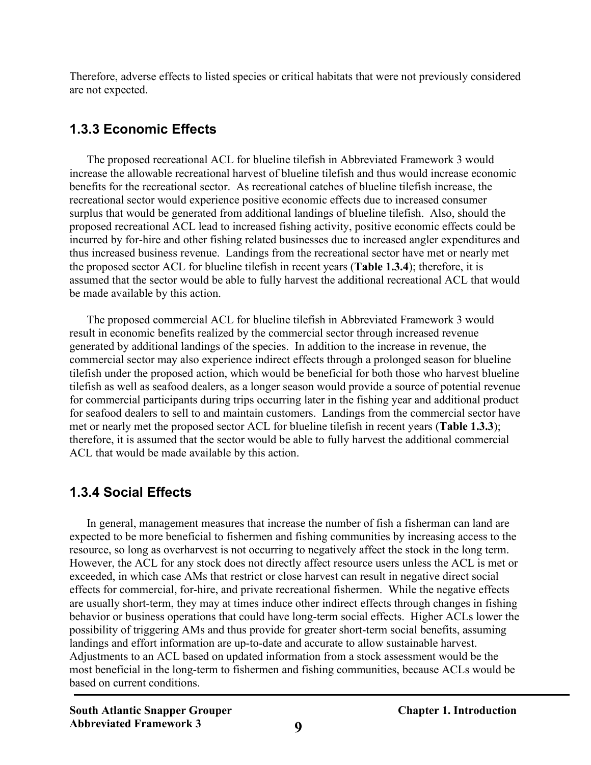Therefore, adverse effects to listed species or critical habitats that were not previously considered are not expected.

### 1.3.3 Economic Effects

The proposed recreational ACL for blueline tilefish in Abbreviated Framework 3 would increase the allowable recreational harvest of blueline tilefish and thus would increase economic benefits for the recreational sector. As recreational catches of blueline tilefish increase, the recreational sector would experience positive economic effects due to increased consumer surplus that would be generated from additional landings of blueline tilefish. Also, should the proposed recreational ACL lead to increased fishing activity, positive economic effects could be incurred by for-hire and other fishing related businesses due to increased angler expenditures and thus increased business revenue. Landings from the recreational sector have met or nearly met the proposed sector ACL for blueline tilefish in recent years (**Table 1.3.4**); therefore, it is assumed that the sector would be able to fully harvest the additional recreational ACL that would be made available by this action.

The proposed commercial ACL for blueline tilefish in Abbreviated Framework 3 would result in economic benefits realized by the commercial sector through increased revenue generated by additional landings of the species. In addition to the increase in revenue, the commercial sector may also experience indirect effects through a prolonged season for blueline tilefish under the proposed action, which would be beneficial for both those who harvest blueline tilefish as well as seafood dealers, as a longer season would provide a source of potential revenue for commercial participants during trips occurring later in the fishing year and additional product for seafood dealers to sell to and maintain customers. Landings from the commercial sector have met or nearly met the proposed sector ACL for blueline tilefish in recent years (**Table 1.3.3**); therefore, it is assumed that the sector would be able to fully harvest the additional commercial ACL that would be made available by this action.

### 1.3.4 Social Effects

In general, management measures that increase the number of fish a fisherman can land are expected to be more beneficial to fishermen and fishing communities by increasing access to the resource, so long as overharvest is not occurring to negatively affect the stock in the long term. However, the ACL for any stock does not directly affect resource users unless the ACL is met or exceeded, in which case AMs that restrict or close harvest can result in negative direct social effects for commercial, for-hire, and private recreational fishermen. While the negative effects are usually short-term, they may at times induce other indirect effects through changes in fishing behavior or business operations that could have long-term social effects. Higher ACLs lower the possibility of triggering AMs and thus provide for greater short-term social benefits, assuming landings and effort information are up-to-date and accurate to allow sustainable harvest. Adjustments to an ACL based on updated information from a stock assessment would be the most beneficial in the long-term to fishermen and fishing communities, because ACLs would be based on current conditions.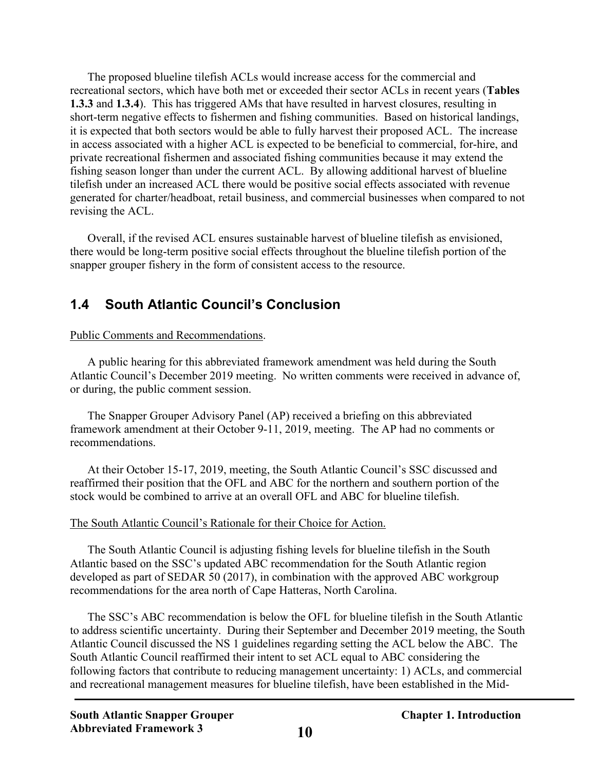The proposed blueline tilefish ACLs would increase access for the commercial and recreational sectors, which have both met or exceeded their sector ACLs in recent years (**Tables 1.3.3** and **1.3.4**). This has triggered AMs that have resulted in harvest closures, resulting in short-term negative effects to fishermen and fishing communities. Based on historical landings, it is expected that both sectors would be able to fully harvest their proposed ACL. The increase in access associated with a higher ACL is expected to be beneficial to commercial, for-hire, and private recreational fishermen and associated fishing communities because it may extend the fishing season longer than under the current ACL. By allowing additional harvest of blueline tilefish under an increased ACL there would be positive social effects associated with revenue generated for charter/headboat, retail business, and commercial businesses when compared to not revising the ACL.

Overall, if the revised ACL ensures sustainable harvest of blueline tilefish as envisioned, there would be long-term positive social effects throughout the blueline tilefish portion of the snapper grouper fishery in the form of consistent access to the resource.

## 1.4 South Atlantic Council's Conclusion

Public Comments and Recommendations.

A public hearing for this abbreviated framework amendment was held during the South Atlantic Council's December 2019 meeting. No written comments were received in advance of, or during, the public comment session.

The Snapper Grouper Advisory Panel (AP) received a briefing on this abbreviated framework amendment at their October 9-11, 2019, meeting. The AP had no comments or recommendations.

At their October 15-17, 2019, meeting, the South Atlantic Council's SSC discussed and reaffirmed their position that the OFL and ABC for the northern and southern portion of the stock would be combined to arrive at an overall OFL and ABC for blueline tilefish.

The South Atlantic Council's Rationale for their Choice for Action.

The South Atlantic Council is adjusting fishing levels for blueline tilefish in the South Atlantic based on the SSC's updated ABC recommendation for the South Atlantic region developed as part of SEDAR 50 (2017), in combination with the approved ABC workgroup recommendations for the area north of Cape Hatteras, North Carolina.

The SSC's ABC recommendation is below the OFL for blueline tilefish in the South Atlantic to address scientific uncertainty. During their September and December 2019 meeting, the South Atlantic Council discussed the NS 1 guidelines regarding setting the ACL below the ABC. The South Atlantic Council reaffirmed their intent to set ACL equal to ABC considering the following factors that contribute to reducing management uncertainty: 1) ACLs, and commercial and recreational management measures for blueline tilefish, have been established in the Mid-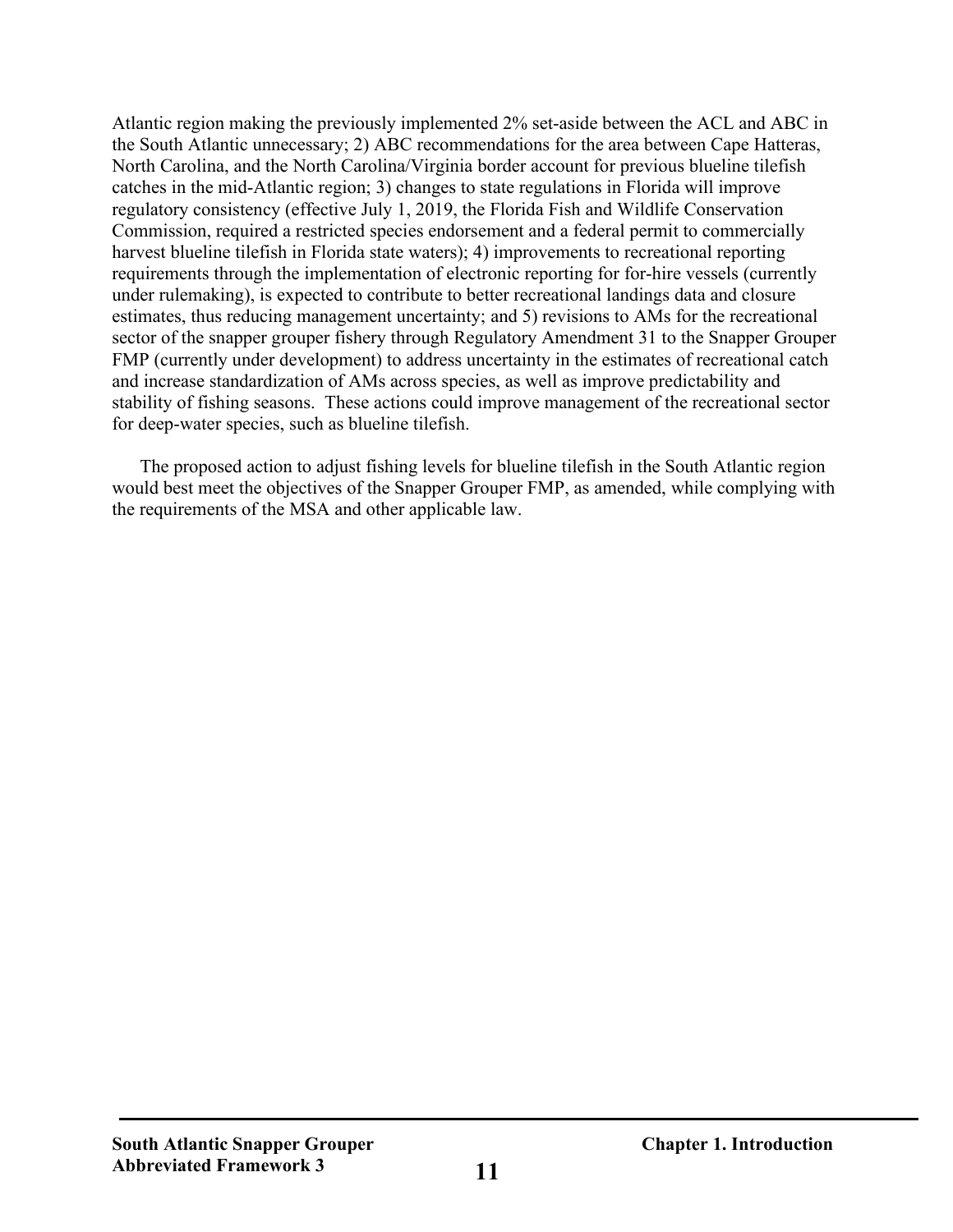Atlantic region making the previously implemented 2% set-aside between the ACL and ABC in the South Atlantic unnecessary; 2) ABC recommendations for the area between Cape Hatteras, North Carolina, and the North Carolina/Virginia border account for previous blueline tilefish catches in the mid-Atlantic region; 3) changes to state regulations in Florida will improve regulatory consistency (effective July 1, 2019, the Florida Fish and Wildlife Conservation Commission, required a restricted species endorsement and a federal permit to commercially harvest blueline tilefish in Florida state waters); 4) improvements to recreational reporting requirements through the implementation of electronic reporting for for-hire vessels (currently under rulemaking), is expected to contribute to better recreational landings data and closure estimates, thus reducing management uncertainty; and 5) revisions to AMs for the recreational sector of the snapper grouper fishery through Regulatory Amendment 31 to the Snapper Grouper FMP (currently under development) to address uncertainty in the estimates of recreational catch and increase standardization of AMs across species, as well as improve predictability and stability of fishing seasons. These actions could improve management of the recreational sector for deep-water species, such as blueline tilefish.

The proposed action to adjust fishing levels for blueline tilefish in the South Atlantic region would best meet the objectives of the Snapper Grouper FMP, as amended, while complying with the requirements of the MSA and other applicable law.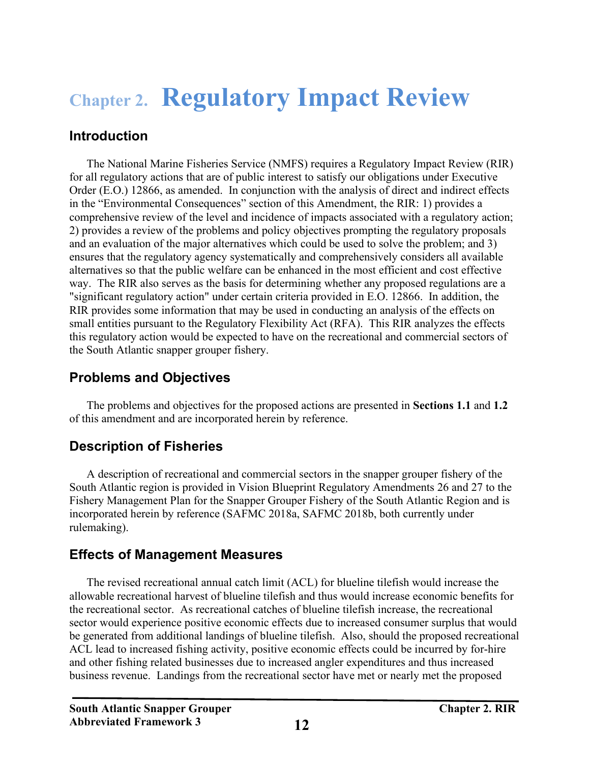# Chapter 2. Regulatory Impact Review

## Introduction

The National Marine Fisheries Service (NMFS) requires a Regulatory Impact Review (RIR) for all regulatory actions that are of public interest to satisfy our obligations under Executive Order (E.O.) 12866, as amended. In conjunction with the analysis of direct and indirect effects in the "Environmental Consequences" section of this Amendment, the RIR: 1) provides a comprehensive review of the level and incidence of impacts associated with a regulatory action; 2) provides a review of the problems and policy objectives prompting the regulatory proposals and an evaluation of the major alternatives which could be used to solve the problem; and 3) ensures that the regulatory agency systematically and comprehensively considers all available alternatives so that the public welfare can be enhanced in the most efficient and cost effective way. The RIR also serves as the basis for determining whether any proposed regulations are a "significant regulatory action" under certain criteria provided in E.O. 12866. In addition, the RIR provides some information that may be used in conducting an analysis of the effects on small entities pursuant to the Regulatory Flexibility Act (RFA). This RIR analyzes the effects this regulatory action would be expected to have on the recreational and commercial sectors of the South Atlantic snapper grouper fishery.

## Problems and Objectives

The problems and objectives for the proposed actions are presented in **Sections 1.1** and **1.2** of this amendment and are incorporated herein by reference.

## Description of Fisheries

A description of recreational and commercial sectors in the snapper grouper fishery of the South Atlantic region is provided in Vision Blueprint Regulatory Amendments 26 and 27 to the Fishery Management Plan for the Snapper Grouper Fishery of the South Atlantic Region and is incorporated herein by reference (SAFMC 2018a, SAFMC 2018b, both currently under rulemaking).

## Effects of Management Measures

The revised recreational annual catch limit (ACL) for blueline tilefish would increase the allowable recreational harvest of blueline tilefish and thus would increase economic benefits for the recreational sector. As recreational catches of blueline tilefish increase, the recreational sector would experience positive economic effects due to increased consumer surplus that would be generated from additional landings of blueline tilefish. Also, should the proposed recreational ACL lead to increased fishing activity, positive economic effects could be incurred by for-hire and other fishing related businesses due to increased angler expenditures and thus increased business revenue. Landings from the recreational sector have met or nearly met the proposed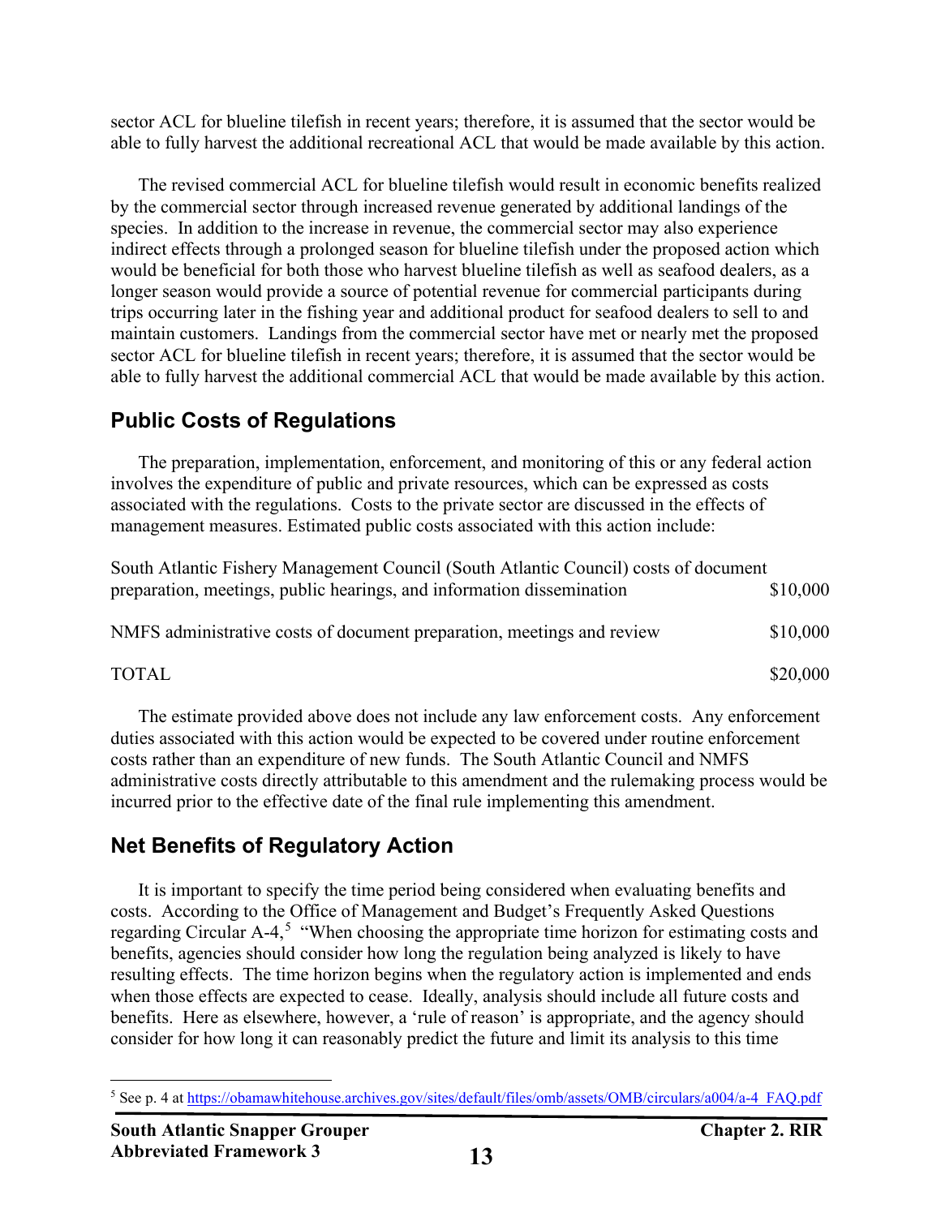sector ACL for blueline tilefish in recent years; therefore, it is assumed that the sector would be able to fully harvest the additional recreational ACL that would be made available by this action.

The revised commercial ACL for blueline tilefish would result in economic benefits realized by the commercial sector through increased revenue generated by additional landings of the species. In addition to the increase in revenue, the commercial sector may also experience indirect effects through a prolonged season for blueline tilefish under the proposed action which would be beneficial for both those who harvest blueline tilefish as well as seafood dealers, as a longer season would provide a source of potential revenue for commercial participants during trips occurring later in the fishing year and additional product for seafood dealers to sell to and maintain customers. Landings from the commercial sector have met or nearly met the proposed sector ACL for blueline tilefish in recent years; therefore, it is assumed that the sector would be able to fully harvest the additional commercial ACL that would be made available by this action.

## Public Costs of Regulations

The preparation, implementation, enforcement, and monitoring of this or any federal action involves the expenditure of public and private resources, which can be expressed as costs associated with the regulations. Costs to the private sector are discussed in the effects of management measures. Estimated public costs associated with this action include:

| | |
|---|---|
| South Atlantic Fishery Management Council (South Atlantic Council) costs of document preparation, meetings, public hearings, and information dissemination | $10,000 |
| NMFS administrative costs of document preparation, meetings and review | $10,000 |
| TOTAL | $20,000 |

The estimate provided above does not include any law enforcement costs. Any enforcement duties associated with this action would be expected to be covered under routine enforcement costs rather than an expenditure of new funds. The South Atlantic Council and NMFS administrative costs directly attributable to this amendment and the rulemaking process would be incurred prior to the effective date of the final rule implementing this amendment.

## Net Benefits of Regulatory Action

It is important to specify the time period being considered when evaluating benefits and costs. According to the Office of Management and Budget's Frequently Asked Questions regarding Circular A-4,[5] "When choosing the appropriate time horizon for estimating costs and benefits, agencies should consider how long the regulation being analyzed is likely to have resulting effects. The time horizon begins when the regulatory action is implemented and ends when those effects are expected to cease. Ideally, analysis should include all future costs and benefits. Here as elsewhere, however, a 'rule of reason' is appropriate, and the agency should consider for how long it can reasonably predict the future and limit its analysis to this time

[5] See p. 4 at https://obamawhitehouse.archives.gov/sites/default/files/omb/assets/OMB/circulars/a004/a-4_FAQ.pdf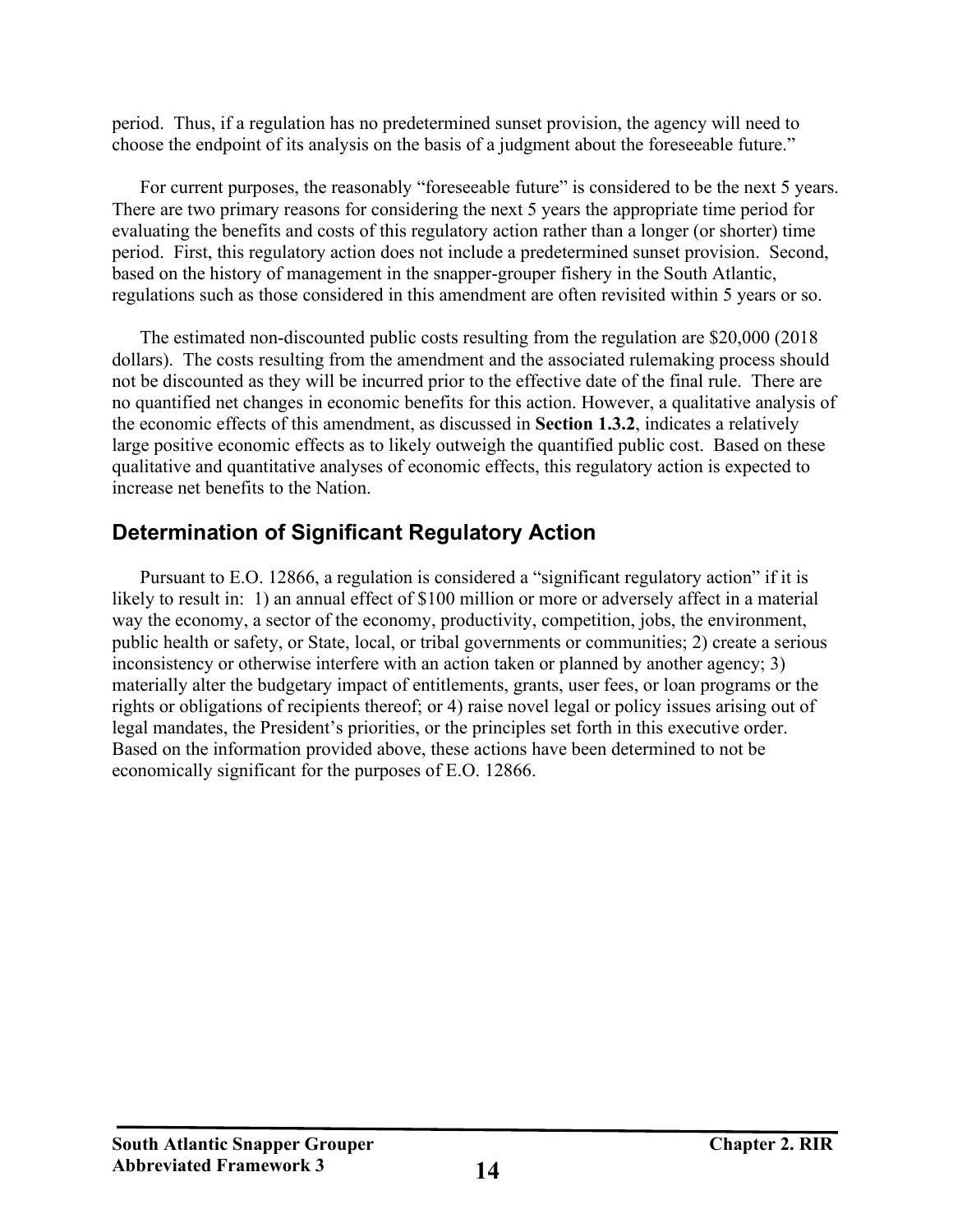period. Thus, if a regulation has no predetermined sunset provision, the agency will need to choose the endpoint of its analysis on the basis of a judgment about the foreseeable future."

For current purposes, the reasonably "foreseeable future" is considered to be the next 5 years. There are two primary reasons for considering the next 5 years the appropriate time period for evaluating the benefits and costs of this regulatory action rather than a longer (or shorter) time period. First, this regulatory action does not include a predetermined sunset provision. Second, based on the history of management in the snapper-grouper fishery in the South Atlantic, regulations such as those considered in this amendment are often revisited within 5 years or so.

The estimated non-discounted public costs resulting from the regulation are $20,000 (2018 dollars). The costs resulting from the amendment and the associated rulemaking process should not be discounted as they will be incurred prior to the effective date of the final rule. There are no quantified net changes in economic benefits for this action. However, a qualitative analysis of the economic effects of this amendment, as discussed in **Section 1.3.2**, indicates a relatively large positive economic effects as to likely outweigh the quantified public cost. Based on these qualitative and quantitative analyses of economic effects, this regulatory action is expected to increase net benefits to the Nation.

## Determination of Significant Regulatory Action

Pursuant to E.O. 12866, a regulation is considered a "significant regulatory action" if it is likely to result in: 1) an annual effect of $100 million or more or adversely affect in a material way the economy, a sector of the economy, productivity, competition, jobs, the environment, public health or safety, or State, local, or tribal governments or communities; 2) create a serious inconsistency or otherwise interfere with an action taken or planned by another agency; 3) materially alter the budgetary impact of entitlements, grants, user fees, or loan programs or the rights or obligations of recipients thereof; or 4) raise novel legal or policy issues arising out of legal mandates, the President's priorities, or the principles set forth in this executive order. Based on the information provided above, these actions have been determined to not be economically significant for the purposes of E.O. 12866.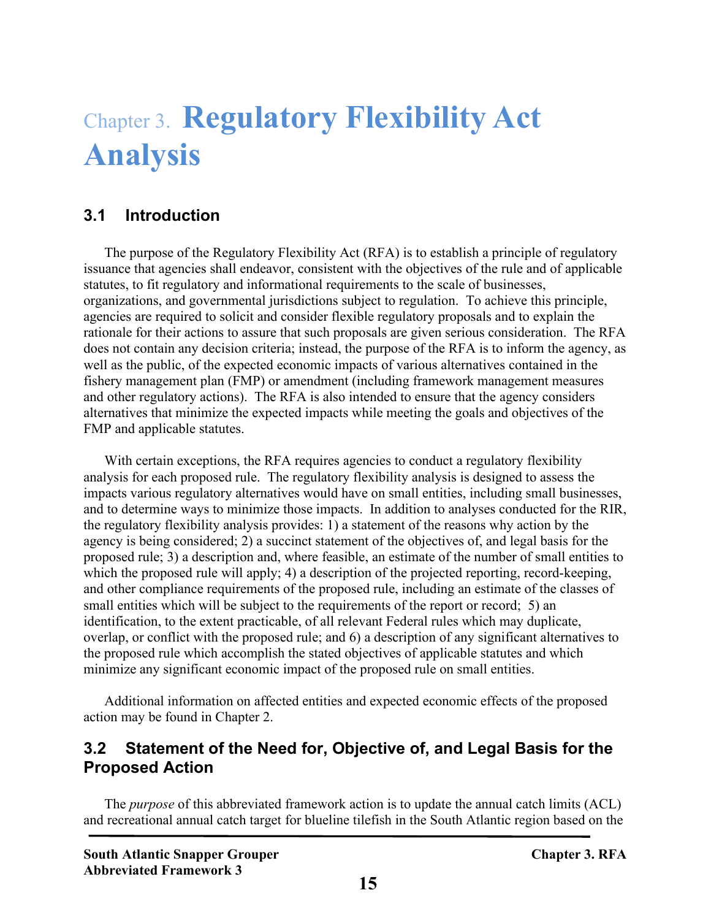# Chapter 3. Regulatory Flexibility Act Analysis

## 3.1 Introduction

The purpose of the Regulatory Flexibility Act (RFA) is to establish a principle of regulatory issuance that agencies shall endeavor, consistent with the objectives of the rule and of applicable statutes, to fit regulatory and informational requirements to the scale of businesses, organizations, and governmental jurisdictions subject to regulation. To achieve this principle, agencies are required to solicit and consider flexible regulatory proposals and to explain the rationale for their actions to assure that such proposals are given serious consideration. The RFA does not contain any decision criteria; instead, the purpose of the RFA is to inform the agency, as well as the public, of the expected economic impacts of various alternatives contained in the fishery management plan (FMP) or amendment (including framework management measures and other regulatory actions). The RFA is also intended to ensure that the agency considers alternatives that minimize the expected impacts while meeting the goals and objectives of the FMP and applicable statutes.

With certain exceptions, the RFA requires agencies to conduct a regulatory flexibility analysis for each proposed rule. The regulatory flexibility analysis is designed to assess the impacts various regulatory alternatives would have on small entities, including small businesses, and to determine ways to minimize those impacts. In addition to analyses conducted for the RIR, the regulatory flexibility analysis provides: 1) a statement of the reasons why action by the agency is being considered; 2) a succinct statement of the objectives of, and legal basis for the proposed rule; 3) a description and, where feasible, an estimate of the number of small entities to which the proposed rule will apply; 4) a description of the projected reporting, record-keeping, and other compliance requirements of the proposed rule, including an estimate of the classes of small entities which will be subject to the requirements of the report or record; 5) an identification, to the extent practicable, of all relevant Federal rules which may duplicate, overlap, or conflict with the proposed rule; and 6) a description of any significant alternatives to the proposed rule which accomplish the stated objectives of applicable statutes and which minimize any significant economic impact of the proposed rule on small entities.

Additional information on affected entities and expected economic effects of the proposed action may be found in Chapter 2.

## 3.2 Statement of the Need for, Objective of, and Legal Basis for the Proposed Action

The *purpose* of this abbreviated framework action is to update the annual catch limits (ACL) and recreational annual catch target for blueline tilefish in the South Atlantic region based on the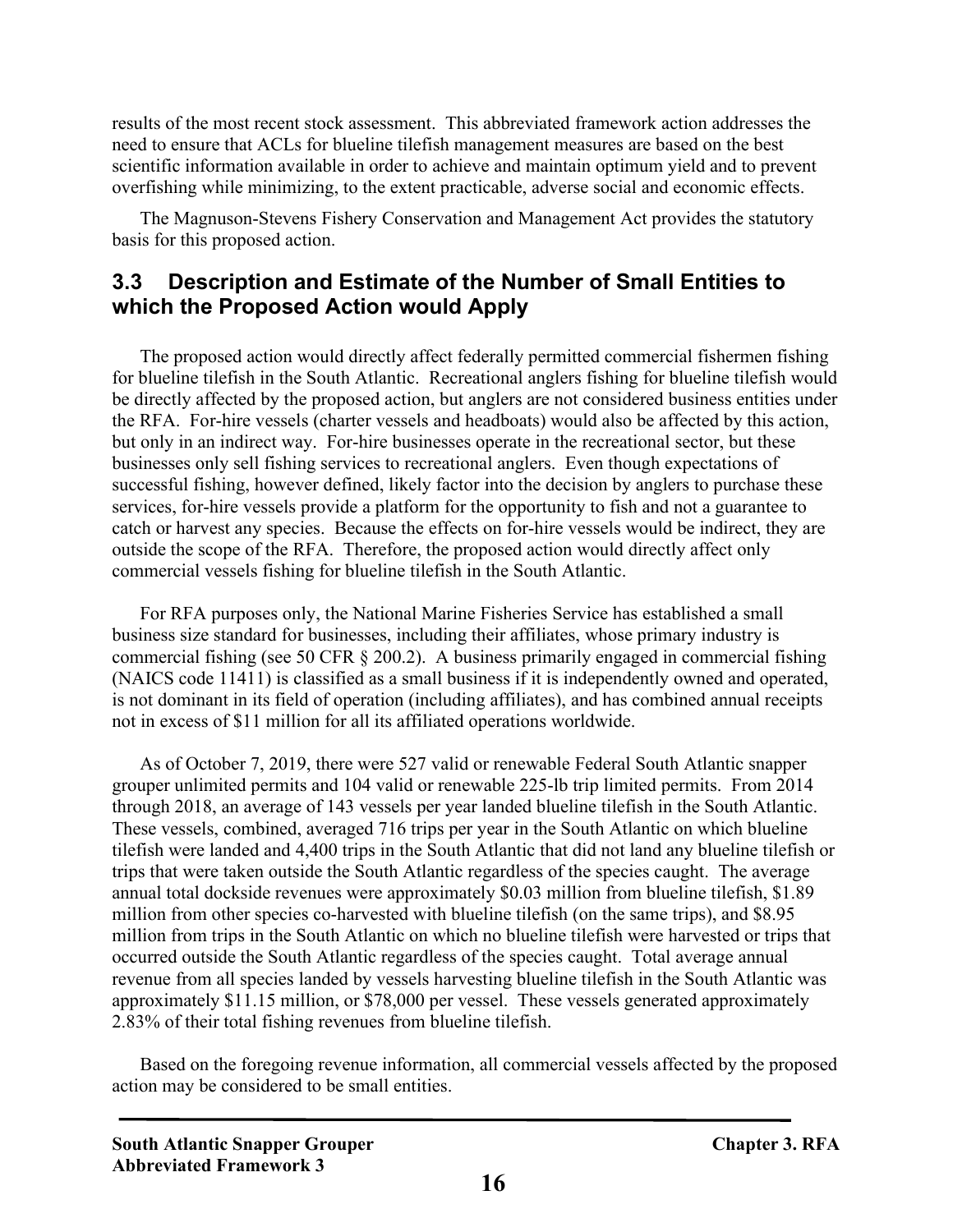results of the most recent stock assessment. This abbreviated framework action addresses the need to ensure that ACLs for blueline tilefish management measures are based on the best scientific information available in order to achieve and maintain optimum yield and to prevent overfishing while minimizing, to the extent practicable, adverse social and economic effects.

The Magnuson-Stevens Fishery Conservation and Management Act provides the statutory basis for this proposed action.

## 3.3 Description and Estimate of the Number of Small Entities to which the Proposed Action would Apply

The proposed action would directly affect federally permitted commercial fishermen fishing for blueline tilefish in the South Atlantic. Recreational anglers fishing for blueline tilefish would be directly affected by the proposed action, but anglers are not considered business entities under the RFA. For-hire vessels (charter vessels and headboats) would also be affected by this action, but only in an indirect way. For-hire businesses operate in the recreational sector, but these businesses only sell fishing services to recreational anglers. Even though expectations of successful fishing, however defined, likely factor into the decision by anglers to purchase these services, for-hire vessels provide a platform for the opportunity to fish and not a guarantee to catch or harvest any species. Because the effects on for-hire vessels would be indirect, they are outside the scope of the RFA. Therefore, the proposed action would directly affect only commercial vessels fishing for blueline tilefish in the South Atlantic.

For RFA purposes only, the National Marine Fisheries Service has established a small business size standard for businesses, including their affiliates, whose primary industry is commercial fishing (see 50 CFR § 200.2). A business primarily engaged in commercial fishing (NAICS code 11411) is classified as a small business if it is independently owned and operated, is not dominant in its field of operation (including affiliates), and has combined annual receipts not in excess of $11 million for all its affiliated operations worldwide.

As of October 7, 2019, there were 527 valid or renewable Federal South Atlantic snapper grouper unlimited permits and 104 valid or renewable 225-lb trip limited permits. From 2014 through 2018, an average of 143 vessels per year landed blueline tilefish in the South Atlantic. These vessels, combined, averaged 716 trips per year in the South Atlantic on which blueline tilefish were landed and 4,400 trips in the South Atlantic that did not land any blueline tilefish or trips that were taken outside the South Atlantic regardless of the species caught. The average annual total dockside revenues were approximately $0.03 million from blueline tilefish, $1.89 million from other species co-harvested with blueline tilefish (on the same trips), and $8.95 million from trips in the South Atlantic on which no blueline tilefish were harvested or trips that occurred outside the South Atlantic regardless of the species caught. Total average annual revenue from all species landed by vessels harvesting blueline tilefish in the South Atlantic was approximately $11.15 million, or $78,000 per vessel. These vessels generated approximately 2.83% of their total fishing revenues from blueline tilefish.

Based on the foregoing revenue information, all commercial vessels affected by the proposed action may be considered to be small entities.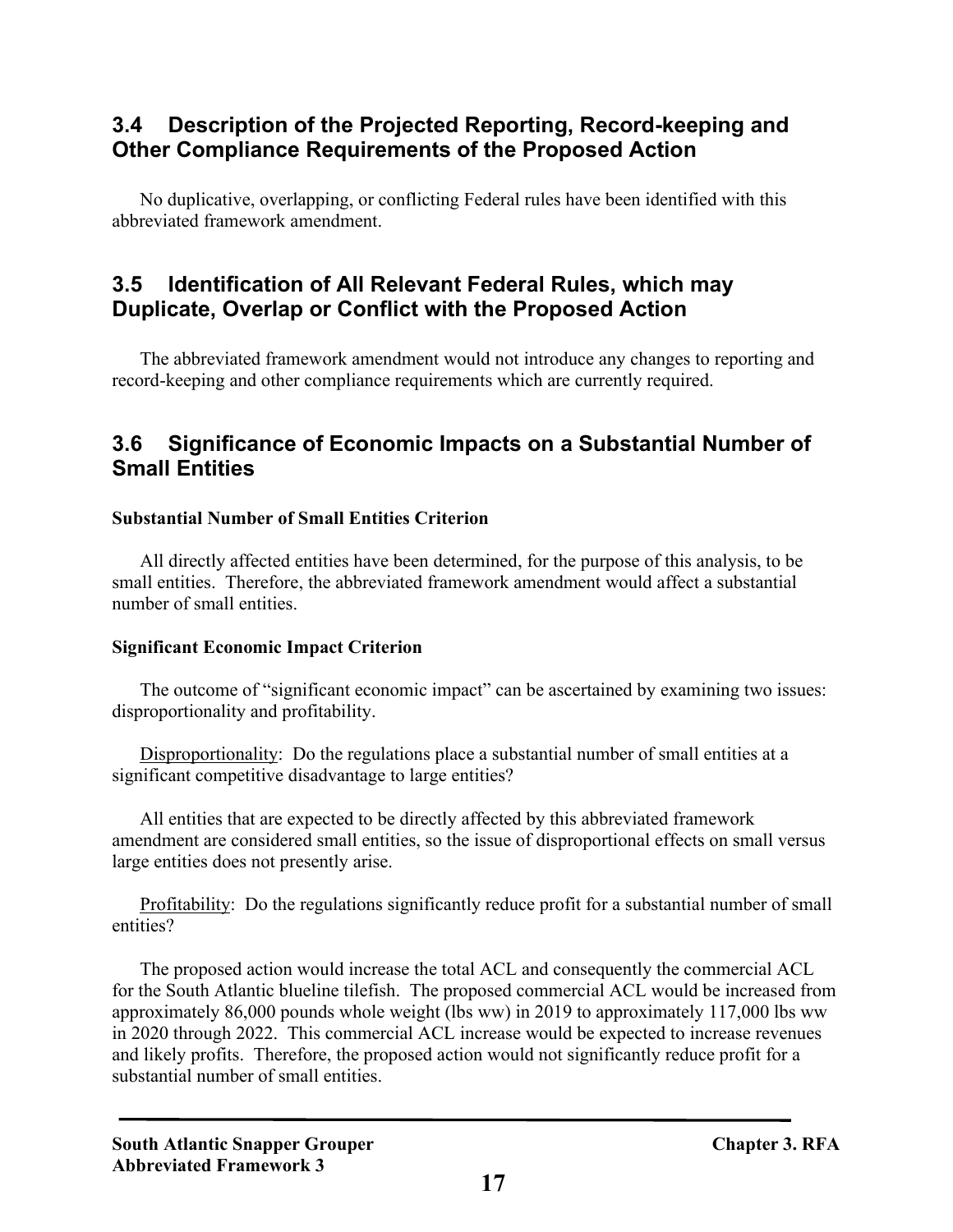## 3.4 Description of the Projected Reporting, Record-keeping and Other Compliance Requirements of the Proposed Action

No duplicative, overlapping, or conflicting Federal rules have been identified with this abbreviated framework amendment.

## 3.5 Identification of All Relevant Federal Rules, which may Duplicate, Overlap or Conflict with the Proposed Action

The abbreviated framework amendment would not introduce any changes to reporting and record-keeping and other compliance requirements which are currently required.

## 3.6 Significance of Economic Impacts on a Substantial Number of Small Entities

**Substantial Number of Small Entities Criterion**

All directly affected entities have been determined, for the purpose of this analysis, to be small entities. Therefore, the abbreviated framework amendment would affect a substantial number of small entities.

**Significant Economic Impact Criterion**

The outcome of "significant economic impact" can be ascertained by examining two issues: disproportionality and profitability.

Disproportionality: Do the regulations place a substantial number of small entities at a significant competitive disadvantage to large entities?

All entities that are expected to be directly affected by this abbreviated framework amendment are considered small entities, so the issue of disproportional effects on small versus large entities does not presently arise.

Profitability: Do the regulations significantly reduce profit for a substantial number of small entities?

The proposed action would increase the total ACL and consequently the commercial ACL for the South Atlantic blueline tilefish. The proposed commercial ACL would be increased from approximately 86,000 pounds whole weight (lbs ww) in 2019 to approximately 117,000 lbs ww in 2020 through 2022. This commercial ACL increase would be expected to increase revenues and likely profits. Therefore, the proposed action would not significantly reduce profit for a substantial number of small entities.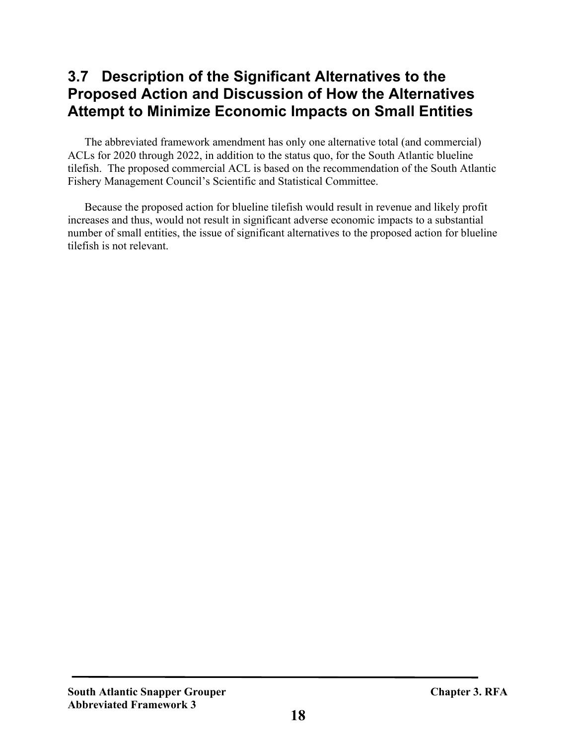## 3.7 Description of the Significant Alternatives to the Proposed Action and Discussion of How the Alternatives Attempt to Minimize Economic Impacts on Small Entities

The abbreviated framework amendment has only one alternative total (and commercial) ACLs for 2020 through 2022, in addition to the status quo, for the South Atlantic blueline tilefish. The proposed commercial ACL is based on the recommendation of the South Atlantic Fishery Management Council's Scientific and Statistical Committee.

Because the proposed action for blueline tilefish would result in revenue and likely profit increases and thus, would not result in significant adverse economic impacts to a substantial number of small entities, the issue of significant alternatives to the proposed action for blueline tilefish is not relevant.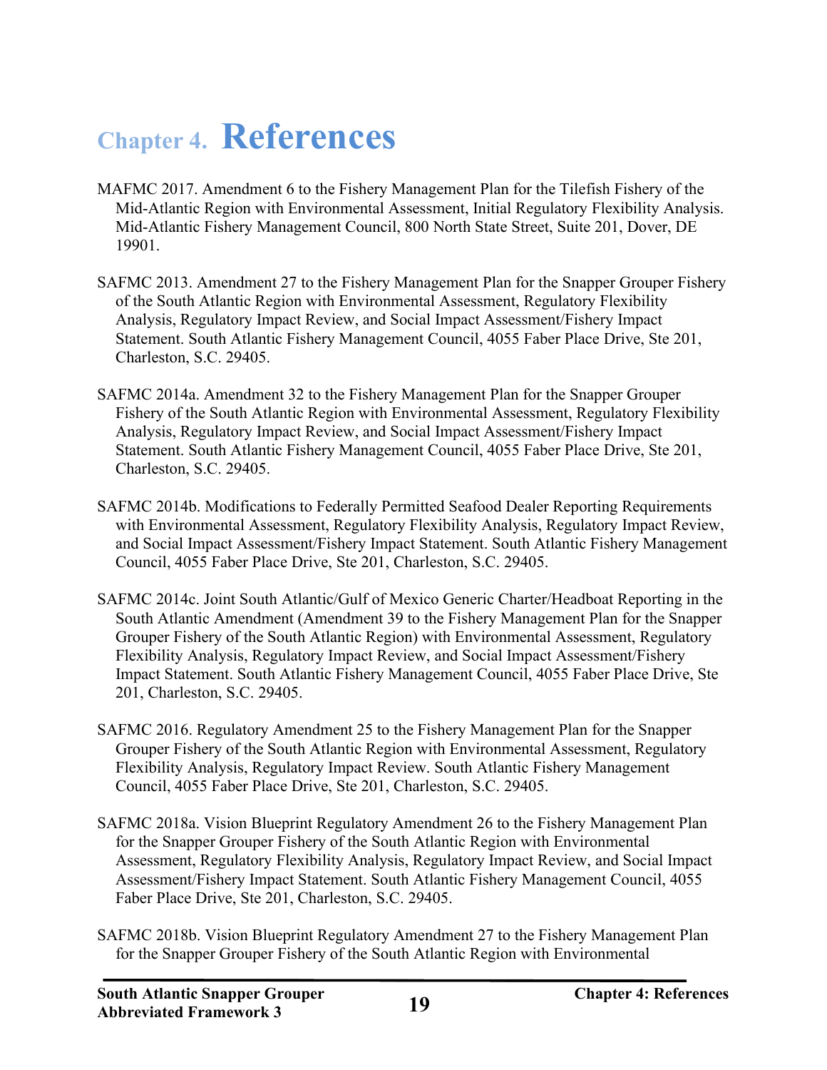# Chapter 4. References

MAFMC 2017. Amendment 6 to the Fishery Management Plan for the Tilefish Fishery of the Mid-Atlantic Region with Environmental Assessment, Initial Regulatory Flexibility Analysis. Mid-Atlantic Fishery Management Council, 800 North State Street, Suite 201, Dover, DE 19901.

SAFMC 2013. Amendment 27 to the Fishery Management Plan for the Snapper Grouper Fishery of the South Atlantic Region with Environmental Assessment, Regulatory Flexibility Analysis, Regulatory Impact Review, and Social Impact Assessment/Fishery Impact Statement. South Atlantic Fishery Management Council, 4055 Faber Place Drive, Ste 201, Charleston, S.C. 29405.

SAFMC 2014a. Amendment 32 to the Fishery Management Plan for the Snapper Grouper Fishery of the South Atlantic Region with Environmental Assessment, Regulatory Flexibility Analysis, Regulatory Impact Review, and Social Impact Assessment/Fishery Impact Statement. South Atlantic Fishery Management Council, 4055 Faber Place Drive, Ste 201, Charleston, S.C. 29405.

SAFMC 2014b. Modifications to Federally Permitted Seafood Dealer Reporting Requirements with Environmental Assessment, Regulatory Flexibility Analysis, Regulatory Impact Review, and Social Impact Assessment/Fishery Impact Statement. South Atlantic Fishery Management Council, 4055 Faber Place Drive, Ste 201, Charleston, S.C. 29405.

SAFMC 2014c. Joint South Atlantic/Gulf of Mexico Generic Charter/Headboat Reporting in the South Atlantic Amendment (Amendment 39 to the Fishery Management Plan for the Snapper Grouper Fishery of the South Atlantic Region) with Environmental Assessment, Regulatory Flexibility Analysis, Regulatory Impact Review, and Social Impact Assessment/Fishery Impact Statement. South Atlantic Fishery Management Council, 4055 Faber Place Drive, Ste 201, Charleston, S.C. 29405.

SAFMC 2016. Regulatory Amendment 25 to the Fishery Management Plan for the Snapper Grouper Fishery of the South Atlantic Region with Environmental Assessment, Regulatory Flexibility Analysis, Regulatory Impact Review. South Atlantic Fishery Management Council, 4055 Faber Place Drive, Ste 201, Charleston, S.C. 29405.

SAFMC 2018a. Vision Blueprint Regulatory Amendment 26 to the Fishery Management Plan for the Snapper Grouper Fishery of the South Atlantic Region with Environmental Assessment, Regulatory Flexibility Analysis, Regulatory Impact Review, and Social Impact Assessment/Fishery Impact Statement. South Atlantic Fishery Management Council, 4055 Faber Place Drive, Ste 201, Charleston, S.C. 29405.

SAFMC 2018b. Vision Blueprint Regulatory Amendment 27 to the Fishery Management Plan for the Snapper Grouper Fishery of the South Atlantic Region with Environmental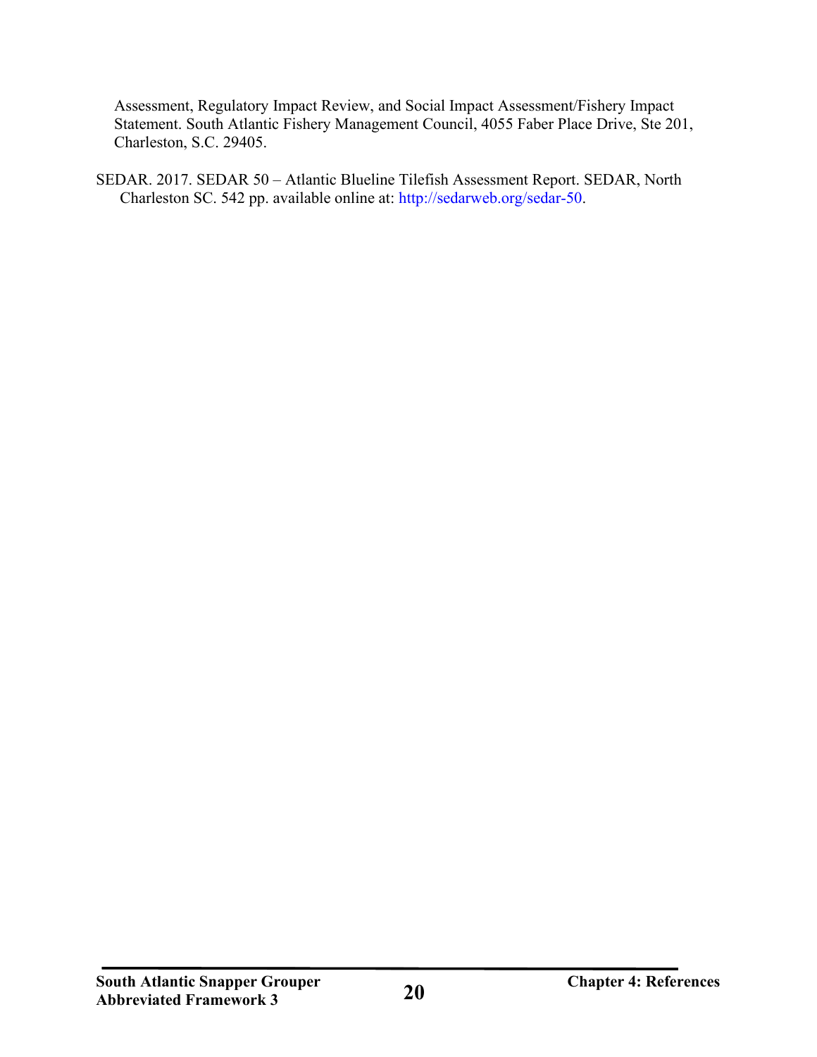Assessment, Regulatory Impact Review, and Social Impact Assessment/Fishery Impact Statement. South Atlantic Fishery Management Council, 4055 Faber Place Drive, Ste 201, Charleston, S.C. 29405.

SEDAR. 2017. SEDAR 50 – Atlantic Blueline Tilefish Assessment Report. SEDAR, North Charleston SC. 542 pp. available online at: http://sedarweb.org/sedar-50.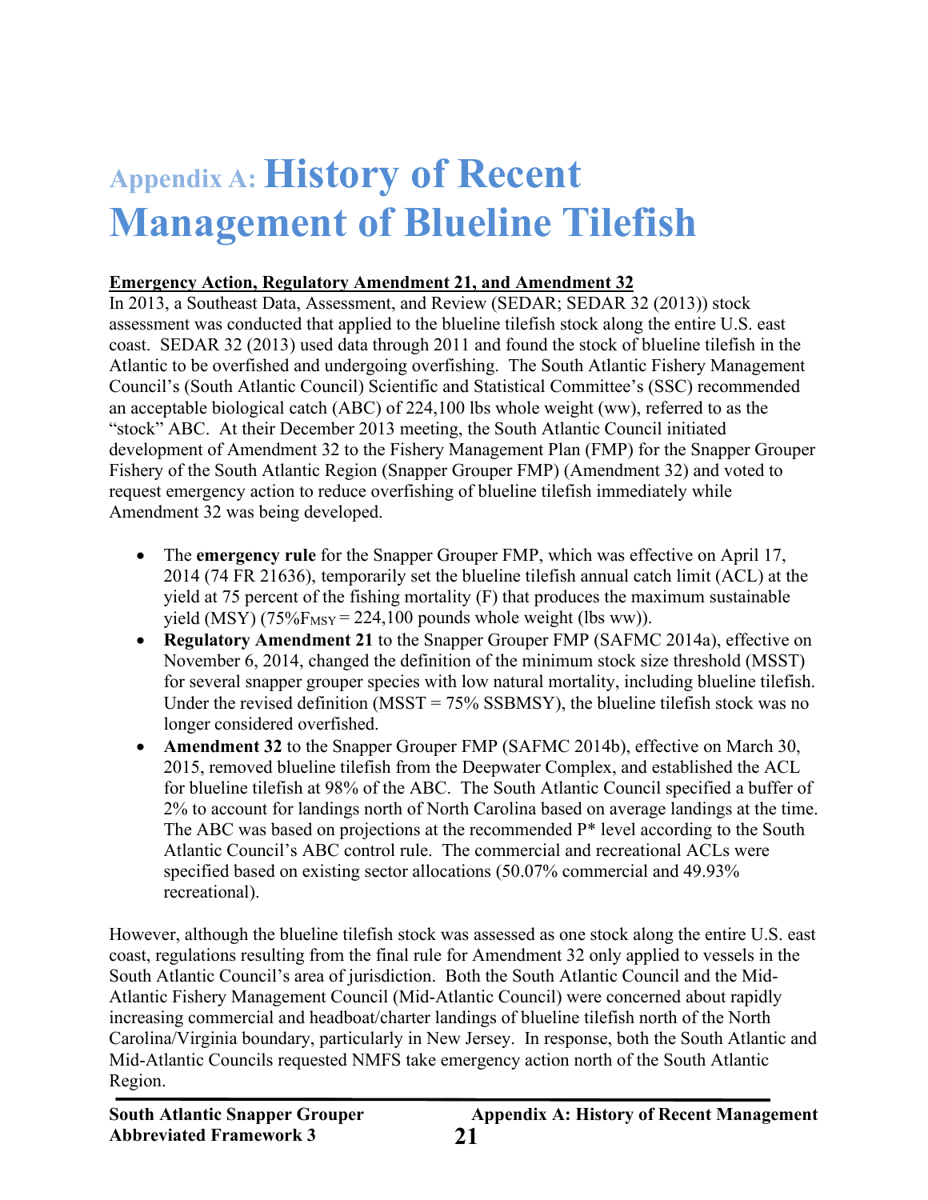# Appendix A: History of Recent Management of Blueline Tilefish

**Emergency Action, Regulatory Amendment 21, and Amendment 32**

In 2013, a Southeast Data, Assessment, and Review (SEDAR; SEDAR 32 (2013)) stock assessment was conducted that applied to the blueline tilefish stock along the entire U.S. east coast. SEDAR 32 (2013) used data through 2011 and found the stock of blueline tilefish in the Atlantic to be overfished and undergoing overfishing. The South Atlantic Fishery Management Council's (South Atlantic Council) Scientific and Statistical Committee's (SSC) recommended an acceptable biological catch (ABC) of 224,100 lbs whole weight (ww), referred to as the "stock" ABC. At their December 2013 meeting, the South Atlantic Council initiated development of Amendment 32 to the Fishery Management Plan (FMP) for the Snapper Grouper Fishery of the South Atlantic Region (Snapper Grouper FMP) (Amendment 32) and voted to request emergency action to reduce overfishing of blueline tilefish immediately while Amendment 32 was being developed.

- The **emergency rule** for the Snapper Grouper FMP, which was effective on April 17, 2014 (74 FR 21636), temporarily set the blueline tilefish annual catch limit (ACL) at the yield at 75 percent of the fishing mortality (F) that produces the maximum sustainable yield (MSY) (75%$F_{MSY}$ = 224,100 pounds whole weight (lbs ww)).
- **Regulatory Amendment 21** to the Snapper Grouper FMP (SAFMC 2014a), effective on November 6, 2014, changed the definition of the minimum stock size threshold (MSST) for several snapper grouper species with low natural mortality, including blueline tilefish. Under the revised definition (MSST = 75% SSBMSY), the blueline tilefish stock was no longer considered overfished.
- **Amendment 32** to the Snapper Grouper FMP (SAFMC 2014b), effective on March 30, 2015, removed blueline tilefish from the Deepwater Complex, and established the ACL for blueline tilefish at 98% of the ABC. The South Atlantic Council specified a buffer of 2% to account for landings north of North Carolina based on average landings at the time. The ABC was based on projections at the recommended P* level according to the South Atlantic Council's ABC control rule. The commercial and recreational ACLs were specified based on existing sector allocations (50.07% commercial and 49.93% recreational).

However, although the blueline tilefish stock was assessed as one stock along the entire U.S. east coast, regulations resulting from the final rule for Amendment 32 only applied to vessels in the South Atlantic Council's area of jurisdiction. Both the South Atlantic Council and the Mid-Atlantic Fishery Management Council (Mid-Atlantic Council) were concerned about rapidly increasing commercial and headboat/charter landings of blueline tilefish north of the North Carolina/Virginia boundary, particularly in New Jersey. In response, both the South Atlantic and Mid-Atlantic Councils requested NMFS take emergency action north of the South Atlantic Region.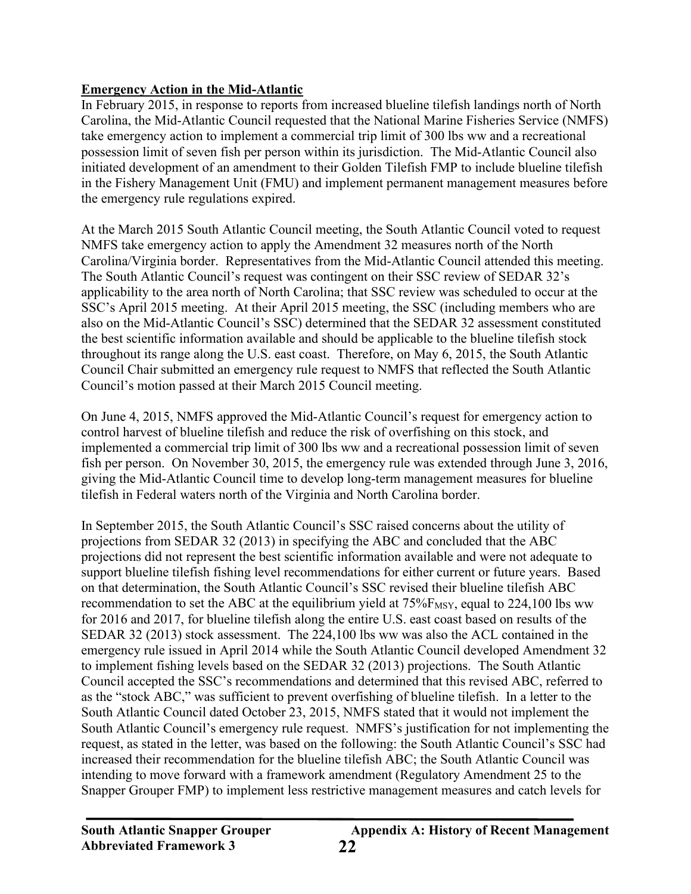**Emergency Action in the Mid-Atlantic**

In February 2015, in response to reports from increased blueline tilefish landings north of North Carolina, the Mid-Atlantic Council requested that the National Marine Fisheries Service (NMFS) take emergency action to implement a commercial trip limit of 300 lbs ww and a recreational possession limit of seven fish per person within its jurisdiction. The Mid-Atlantic Council also initiated development of an amendment to their Golden Tilefish FMP to include blueline tilefish in the Fishery Management Unit (FMU) and implement permanent management measures before the emergency rule regulations expired.

At the March 2015 South Atlantic Council meeting, the South Atlantic Council voted to request NMFS take emergency action to apply the Amendment 32 measures north of the North Carolina/Virginia border. Representatives from the Mid-Atlantic Council attended this meeting. The South Atlantic Council's request was contingent on their SSC review of SEDAR 32's applicability to the area north of North Carolina; that SSC review was scheduled to occur at the SSC's April 2015 meeting. At their April 2015 meeting, the SSC (including members who are also on the Mid-Atlantic Council's SSC) determined that the SEDAR 32 assessment constituted the best scientific information available and should be applicable to the blueline tilefish stock throughout its range along the U.S. east coast. Therefore, on May 6, 2015, the South Atlantic Council Chair submitted an emergency rule request to NMFS that reflected the South Atlantic Council's motion passed at their March 2015 Council meeting.

On June 4, 2015, NMFS approved the Mid-Atlantic Council's request for emergency action to control harvest of blueline tilefish and reduce the risk of overfishing on this stock, and implemented a commercial trip limit of 300 lbs ww and a recreational possession limit of seven fish per person. On November 30, 2015, the emergency rule was extended through June 3, 2016, giving the Mid-Atlantic Council time to develop long-term management measures for blueline tilefish in Federal waters north of the Virginia and North Carolina border.

In September 2015, the South Atlantic Council's SSC raised concerns about the utility of projections from SEDAR 32 (2013) in specifying the ABC and concluded that the ABC projections did not represent the best scientific information available and were not adequate to support blueline tilefish fishing level recommendations for either current or future years. Based on that determination, the South Atlantic Council's SSC revised their blueline tilefish ABC recommendation to set the ABC at the equilibrium yield at 75%$F_{MSY}$, equal to 224,100 lbs ww for 2016 and 2017, for blueline tilefish along the entire U.S. east coast based on results of the SEDAR 32 (2013) stock assessment. The 224,100 lbs ww was also the ACL contained in the emergency rule issued in April 2014 while the South Atlantic Council developed Amendment 32 to implement fishing levels based on the SEDAR 32 (2013) projections. The South Atlantic Council accepted the SSC's recommendations and determined that this revised ABC, referred to as the "stock ABC," was sufficient to prevent overfishing of blueline tilefish. In a letter to the South Atlantic Council dated October 23, 2015, NMFS stated that it would not implement the South Atlantic Council's emergency rule request. NMFS's justification for not implementing the request, as stated in the letter, was based on the following: the South Atlantic Council's SSC had increased their recommendation for the blueline tilefish ABC; the South Atlantic Council was intending to move forward with a framework amendment (Regulatory Amendment 25 to the Snapper Grouper FMP) to implement less restrictive management measures and catch levels for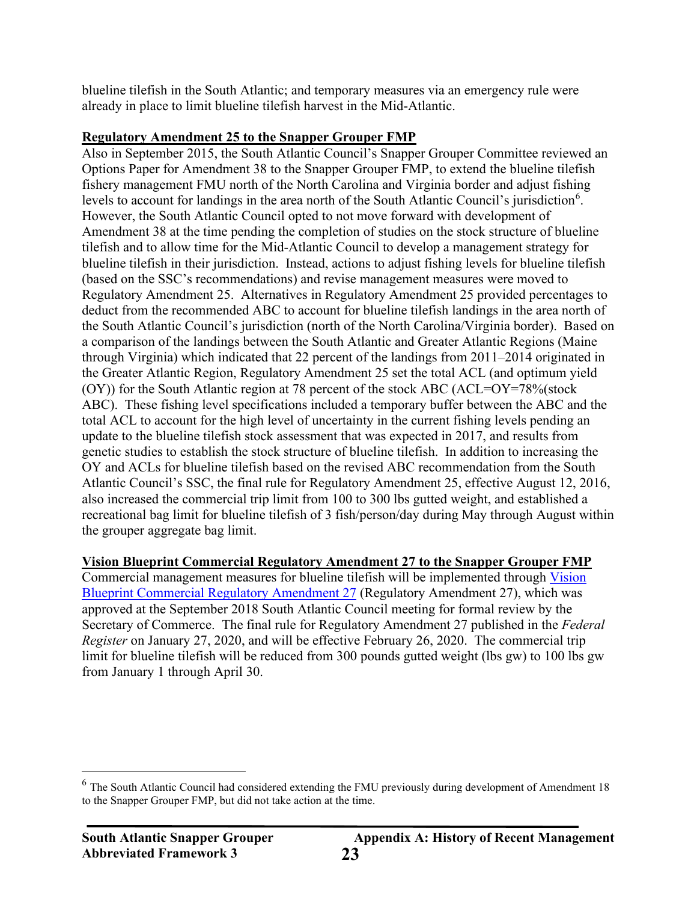blueline tilefish in the South Atlantic; and temporary measures via an emergency rule were already in place to limit blueline tilefish harvest in the Mid-Atlantic.

**Regulatory Amendment 25 to the Snapper Grouper FMP**

Also in September 2015, the South Atlantic Council's Snapper Grouper Committee reviewed an Options Paper for Amendment 38 to the Snapper Grouper FMP, to extend the blueline tilefish fishery management FMU north of the North Carolina and Virginia border and adjust fishing levels to account for landings in the area north of the South Atlantic Council's jurisdiction[6]. However, the South Atlantic Council opted to not move forward with development of Amendment 38 at the time pending the completion of studies on the stock structure of blueline tilefish and to allow time for the Mid-Atlantic Council to develop a management strategy for blueline tilefish in their jurisdiction. Instead, actions to adjust fishing levels for blueline tilefish (based on the SSC's recommendations) and revise management measures were moved to Regulatory Amendment 25. Alternatives in Regulatory Amendment 25 provided percentages to deduct from the recommended ABC to account for blueline tilefish landings in the area north of the South Atlantic Council's jurisdiction (north of the North Carolina/Virginia border). Based on a comparison of the landings between the South Atlantic and Greater Atlantic Regions (Maine through Virginia) which indicated that 22 percent of the landings from 2011–2014 originated in the Greater Atlantic Region, Regulatory Amendment 25 set the total ACL (and optimum yield (OY)) for the South Atlantic region at 78 percent of the stock ABC (ACL=OY=78%(stock ABC). These fishing level specifications included a temporary buffer between the ABC and the total ACL to account for the high level of uncertainty in the current fishing levels pending an update to the blueline tilefish stock assessment that was expected in 2017, and results from genetic studies to establish the stock structure of blueline tilefish. In addition to increasing the OY and ACLs for blueline tilefish based on the revised ABC recommendation from the South Atlantic Council's SSC, the final rule for Regulatory Amendment 25, effective August 12, 2016, also increased the commercial trip limit from 100 to 300 lbs gutted weight, and established a recreational bag limit for blueline tilefish of 3 fish/person/day during May through August within the grouper aggregate bag limit.

**Vision Blueprint Commercial Regulatory Amendment 27 to the Snapper Grouper FMP**

Commercial management measures for blueline tilefish will be implemented through Vision Blueprint Commercial Regulatory Amendment 27 (Regulatory Amendment 27), which was approved at the September 2018 South Atlantic Council meeting for formal review by the Secretary of Commerce. The final rule for Regulatory Amendment 27 published in the *Federal Register* on January 27, 2020, and will be effective February 26, 2020. The commercial trip limit for blueline tilefish will be reduced from 300 pounds gutted weight (lbs gw) to 100 lbs gw from January 1 through April 30.

---

[6] The South Atlantic Council had considered extending the FMU previously during development of Amendment 18 to the Snapper Grouper FMP, but did not take action at the time.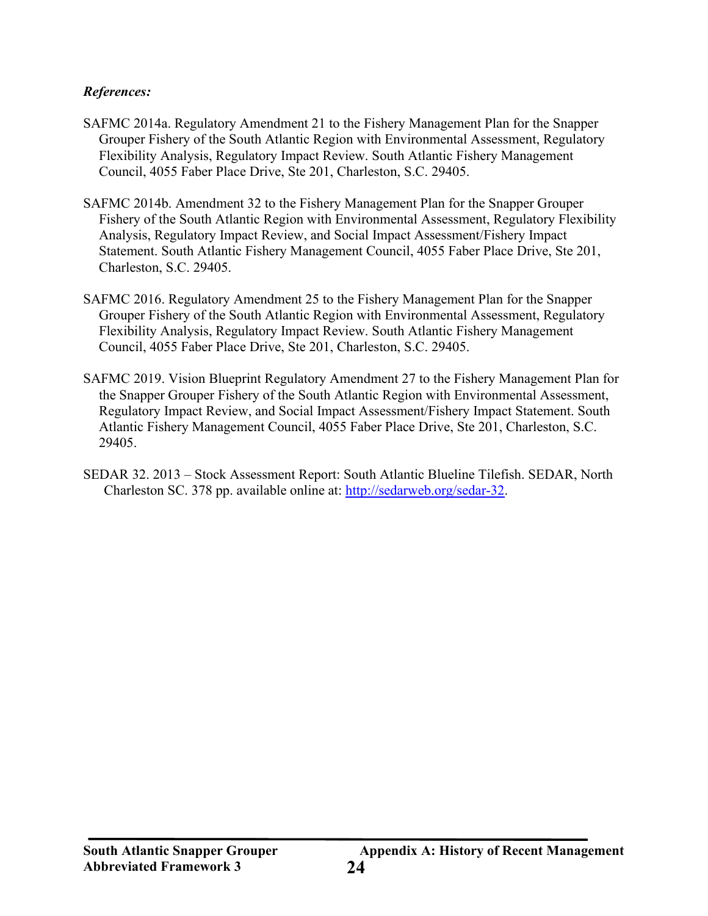***References:***

SAFMC 2014a. Regulatory Amendment 21 to the Fishery Management Plan for the Snapper Grouper Fishery of the South Atlantic Region with Environmental Assessment, Regulatory Flexibility Analysis, Regulatory Impact Review. South Atlantic Fishery Management Council, 4055 Faber Place Drive, Ste 201, Charleston, S.C. 29405.

SAFMC 2014b. Amendment 32 to the Fishery Management Plan for the Snapper Grouper Fishery of the South Atlantic Region with Environmental Assessment, Regulatory Flexibility Analysis, Regulatory Impact Review, and Social Impact Assessment/Fishery Impact Statement. South Atlantic Fishery Management Council, 4055 Faber Place Drive, Ste 201, Charleston, S.C. 29405.

SAFMC 2016. Regulatory Amendment 25 to the Fishery Management Plan for the Snapper Grouper Fishery of the South Atlantic Region with Environmental Assessment, Regulatory Flexibility Analysis, Regulatory Impact Review. South Atlantic Fishery Management Council, 4055 Faber Place Drive, Ste 201, Charleston, S.C. 29405.

SAFMC 2019. Vision Blueprint Regulatory Amendment 27 to the Fishery Management Plan for the Snapper Grouper Fishery of the South Atlantic Region with Environmental Assessment, Regulatory Impact Review, and Social Impact Assessment/Fishery Impact Statement. South Atlantic Fishery Management Council, 4055 Faber Place Drive, Ste 201, Charleston, S.C. 29405.

SEDAR 32. 2013 – Stock Assessment Report: South Atlantic Blueline Tilefish. SEDAR, North Charleston SC. 378 pp. available online at: [http://sedarweb.org/sedar-32](http://sedarweb.org/sedar-32).